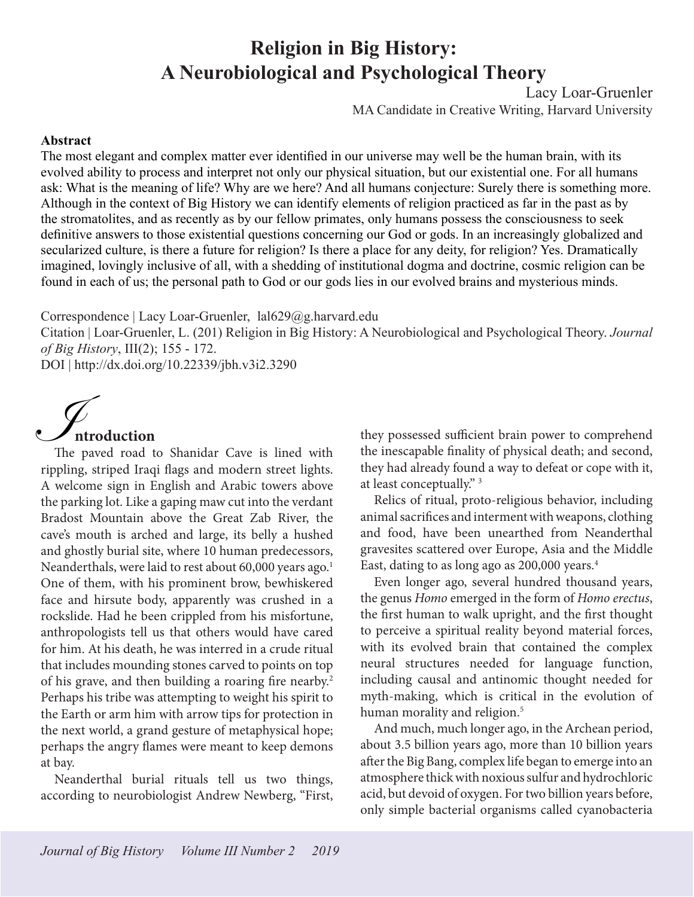# Religion in Big History: A Neurobiological and Psychological Theory

Lacy Loar-Gruenler

MA Candidate in Creative Writing, Harvard University

**Abstract**

The most elegant and complex matter ever identified in our universe may well be the human brain, with its evolved ability to process and interpret not only our physical situation, but our existential one. For all humans ask: What is the meaning of life? Why are we here? And all humans conjecture: Surely there is something more. Although in the context of Big History we can identify elements of religion practiced as far in the past as by the stromatolites, and as recently as by our fellow primates, only humans possess the consciousness to seek definitive answers to those existential questions concerning our God or gods. In an increasingly globalized and secularized culture, is there a future for religion? Is there a place for any deity, for religion? Yes. Dramatically imagined, lovingly inclusive of all, with a shedding of institutional dogma and doctrine, cosmic religion can be found in each of us; the personal path to God or our gods lies in our evolved brains and mysterious minds.

Correspondence | Lacy Loar-Gruenler, lal629@g.harvard.edu

Citation | Loar-Gruenler, L. (201) Religion in Big History: A Neurobiological and Psychological Theory. *Journal of Big History*, III(2); 155 - 172.

DOI | http://dx.doi.org/10.22339/jbh.v3i2.3290

## Introduction

The paved road to Shanidar Cave is lined with rippling, striped Iraqi flags and modern street lights. A welcome sign in English and Arabic towers above the parking lot. Like a gaping maw cut into the verdant Bradost Mountain above the Great Zab River, the cave's mouth is arched and large, its belly a hushed and ghostly burial site, where 10 human predecessors, Neanderthals, were laid to rest about 60,000 years ago.[1] One of them, with his prominent brow, bewhiskered face and hirsute body, apparently was crushed in a rockslide. Had he been crippled from his misfortune, anthropologists tell us that others would have cared for him. At his death, he was interred in a crude ritual that includes mounding stones carved to points on top of his grave, and then building a roaring fire nearby.[2] Perhaps his tribe was attempting to weight his spirit to the Earth or arm him with arrow tips for protection in the next world, a grand gesture of metaphysical hope; perhaps the angry flames were meant to keep demons at bay.

Neanderthal burial rituals tell us two things, according to neurobiologist Andrew Newberg, "First, they possessed sufficient brain power to comprehend the inescapable finality of physical death; and second, they had already found a way to defeat or cope with it, at least conceptually." [3]

Relics of ritual, proto-religious behavior, including animal sacrifices and interment with weapons, clothing and food, have been unearthed from Neanderthal gravesites scattered over Europe, Asia and the Middle East, dating to as long ago as 200,000 years.[4]

Even longer ago, several hundred thousand years, the genus *Homo* emerged in the form of *Homo erectus*, the first human to walk upright, and the first thought to perceive a spiritual reality beyond material forces, with its evolved brain that contained the complex neural structures needed for language function, including causal and antinomic thought needed for myth-making, which is critical in the evolution of human morality and religion.[5]

And much, much longer ago, in the Archean period, about 3.5 billion years ago, more than 10 billion years after the Big Bang, complex life began to emerge into an atmosphere thick with noxious sulfur and hydrochloric acid, but devoid of oxygen. For two billion years before, only simple bacterial organisms called cyanobacteria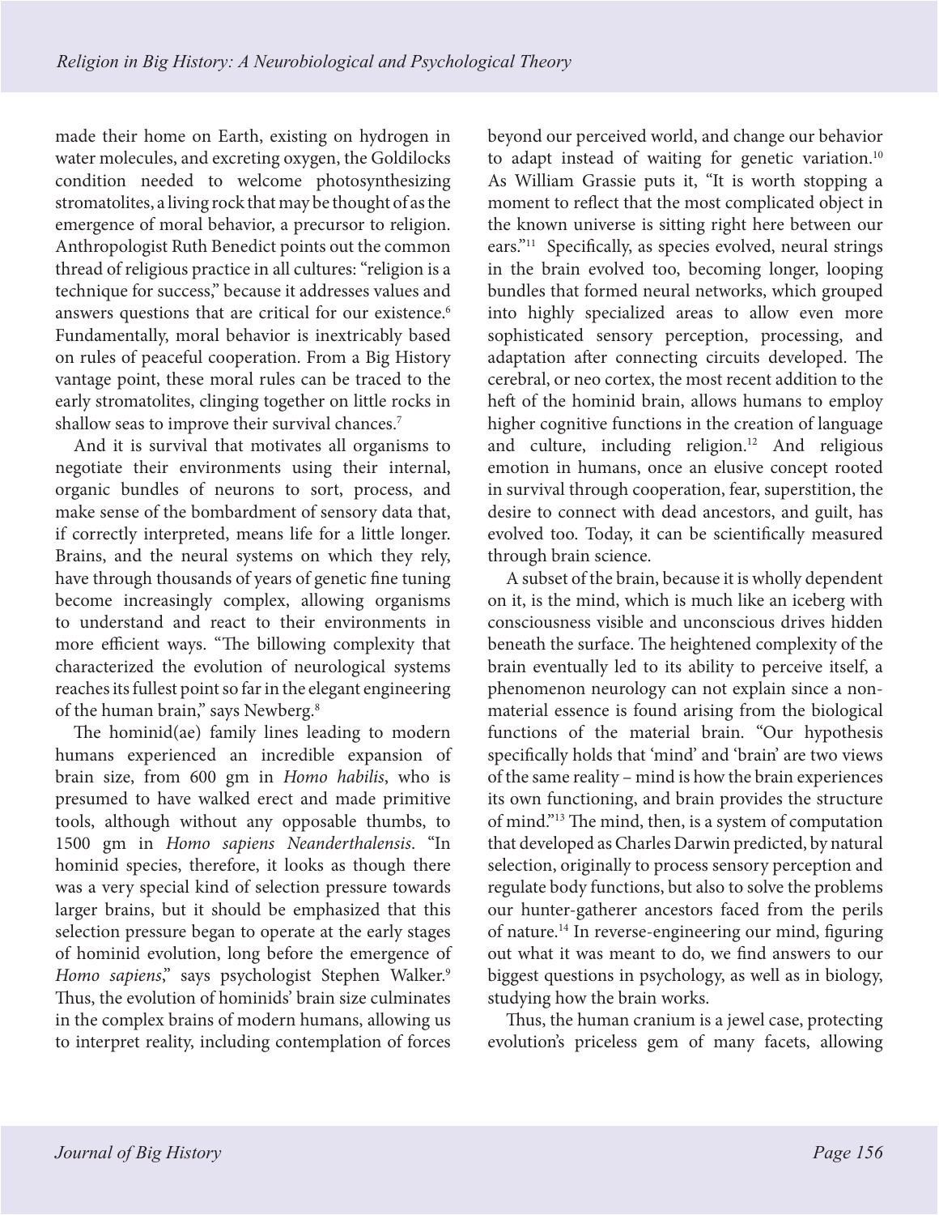made their home on Earth, existing on hydrogen in water molecules, and excreting oxygen, the Goldilocks condition needed to welcome photosynthesizing stromatolites, a living rock that may be thought of as the emergence of moral behavior, a precursor to religion. Anthropologist Ruth Benedict points out the common thread of religious practice in all cultures: "religion is a technique for success," because it addresses values and answers questions that are critical for our existence.[6] Fundamentally, moral behavior is inextricably based on rules of peaceful cooperation. From a Big History vantage point, these moral rules can be traced to the early stromatolites, clinging together on little rocks in shallow seas to improve their survival chances.[7]

And it is survival that motivates all organisms to negotiate their environments using their internal, organic bundles of neurons to sort, process, and make sense of the bombardment of sensory data that, if correctly interpreted, means life for a little longer. Brains, and the neural systems on which they rely, have through thousands of years of genetic fine tuning become increasingly complex, allowing organisms to understand and react to their environments in more efficient ways. "The billowing complexity that characterized the evolution of neurological systems reaches its fullest point so far in the elegant engineering of the human brain," says Newberg.[8]

The hominid(ae) family lines leading to modern humans experienced an incredible expansion of brain size, from 600 gm in *Homo habilis*, who is presumed to have walked erect and made primitive tools, although without any opposable thumbs, to 1500 gm in *Homo sapiens Neanderthalensis*. "In hominid species, therefore, it looks as though there was a very special kind of selection pressure towards larger brains, but it should be emphasized that this selection pressure began to operate at the early stages of hominid evolution, long before the emergence of *Homo sapiens*," says psychologist Stephen Walker.[9] Thus, the evolution of hominids' brain size culminates in the complex brains of modern humans, allowing us to interpret reality, including contemplation of forces beyond our perceived world, and change our behavior to adapt instead of waiting for genetic variation.[10] As William Grassie puts it, "It is worth stopping a moment to reflect that the most complicated object in the known universe is sitting right here between our ears."[11] Specifically, as species evolved, neural strings in the brain evolved too, becoming longer, looping bundles that formed neural networks, which grouped into highly specialized areas to allow even more sophisticated sensory perception, processing, and adaptation after connecting circuits developed. The cerebral, or neo cortex, the most recent addition to the heft of the hominid brain, allows humans to employ higher cognitive functions in the creation of language and culture, including religion.[12] And religious emotion in humans, once an elusive concept rooted in survival through cooperation, fear, superstition, the desire to connect with dead ancestors, and guilt, has evolved too. Today, it can be scientifically measured through brain science.

A subset of the brain, because it is wholly dependent on it, is the mind, which is much like an iceberg with consciousness visible and unconscious drives hidden beneath the surface. The heightened complexity of the brain eventually led to its ability to perceive itself, a phenomenon neurology can not explain since a non-material essence is found arising from the biological functions of the material brain. "Our hypothesis specifically holds that 'mind' and 'brain' are two views of the same reality – mind is how the brain experiences its own functioning, and brain provides the structure of mind."[13] The mind, then, is a system of computation that developed as Charles Darwin predicted, by natural selection, originally to process sensory perception and regulate body functions, but also to solve the problems our hunter-gatherer ancestors faced from the perils of nature.[14] In reverse-engineering our mind, figuring out what it was meant to do, we find answers to our biggest questions in psychology, as well as in biology, studying how the brain works.

Thus, the human cranium is a jewel case, protecting evolution's priceless gem of many facets, allowing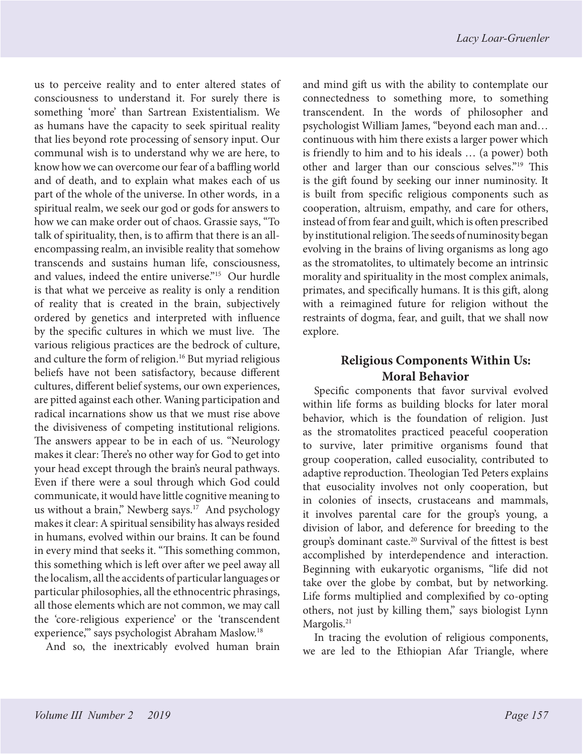us to perceive reality and to enter altered states of consciousness to understand it. For surely there is something 'more' than Sartrean Existentialism. We as humans have the capacity to seek spiritual reality that lies beyond rote processing of sensory input. Our communal wish is to understand why we are here, to know how we can overcome our fear of a baffling world and of death, and to explain what makes each of us part of the whole of the universe. In other words, in a spiritual realm, we seek our god or gods for answers to how we can make order out of chaos. Grassie says, "To talk of spirituality, then, is to affirm that there is an all-encompassing realm, an invisible reality that somehow transcends and sustains human life, consciousness, and values, indeed the entire universe."[15] Our hurdle is that what we perceive as reality is only a rendition of reality that is created in the brain, subjectively ordered by genetics and interpreted with influence by the specific cultures in which we must live. The various religious practices are the bedrock of culture, and culture the form of religion.[16] But myriad religious beliefs have not been satisfactory, because different cultures, different belief systems, our own experiences, are pitted against each other. Waning participation and radical incarnations show us that we must rise above the divisiveness of competing institutional religions. The answers appear to be in each of us. "Neurology makes it clear: There's no other way for God to get into your head except through the brain's neural pathways. Even if there were a soul through which God could communicate, it would have little cognitive meaning to us without a brain," Newberg says.[17] And psychology makes it clear: A spiritual sensibility has always resided in humans, evolved within our brains. It can be found in every mind that seeks it. "This something common, this something which is left over after we peel away all the localism, all the accidents of particular languages or particular philosophies, all the ethnocentric phrasings, all those elements which are not common, we may call the 'core-religious experience' or the 'transcendent experience,'" says psychologist Abraham Maslow.[18]

And so, the inextricably evolved human brain and mind gift us with the ability to contemplate our connectedness to something more, to something transcendent. In the words of philosopher and psychologist William James, "beyond each man and… continuous with him there exists a larger power which is friendly to him and to his ideals … (a power) both other and larger than our conscious selves."[19] This is the gift found by seeking our inner numinosity. It is built from specific religious components such as cooperation, altruism, empathy, and care for others, instead of from fear and guilt, which is often prescribed by institutional religion. The seeds of numinosity began evolving in the brains of living organisms as long ago as the stromatolites, to ultimately become an intrinsic morality and spirituality in the most complex animals, primates, and specifically humans. It is this gift, along with a reimagined future for religion without the restraints of dogma, fear, and guilt, that we shall now explore.

## Religious Components Within Us: Moral Behavior

Specific components that favor survival evolved within life forms as building blocks for later moral behavior, which is the foundation of religion. Just as the stromatolites practiced peaceful cooperation to survive, later primitive organisms found that group cooperation, called eusociality, contributed to adaptive reproduction. Theologian Ted Peters explains that eusociality involves not only cooperation, but in colonies of insects, crustaceans and mammals, it involves parental care for the group's young, a division of labor, and deference for breeding to the group's dominant caste.[20] Survival of the fittest is best accomplished by interdependence and interaction. Beginning with eukaryotic organisms, "life did not take over the globe by combat, but by networking. Life forms multiplied and complexified by co-opting others, not just by killing them," says biologist Lynn Margolis.[21]

In tracing the evolution of religious components, we are led to the Ethiopian Afar Triangle, where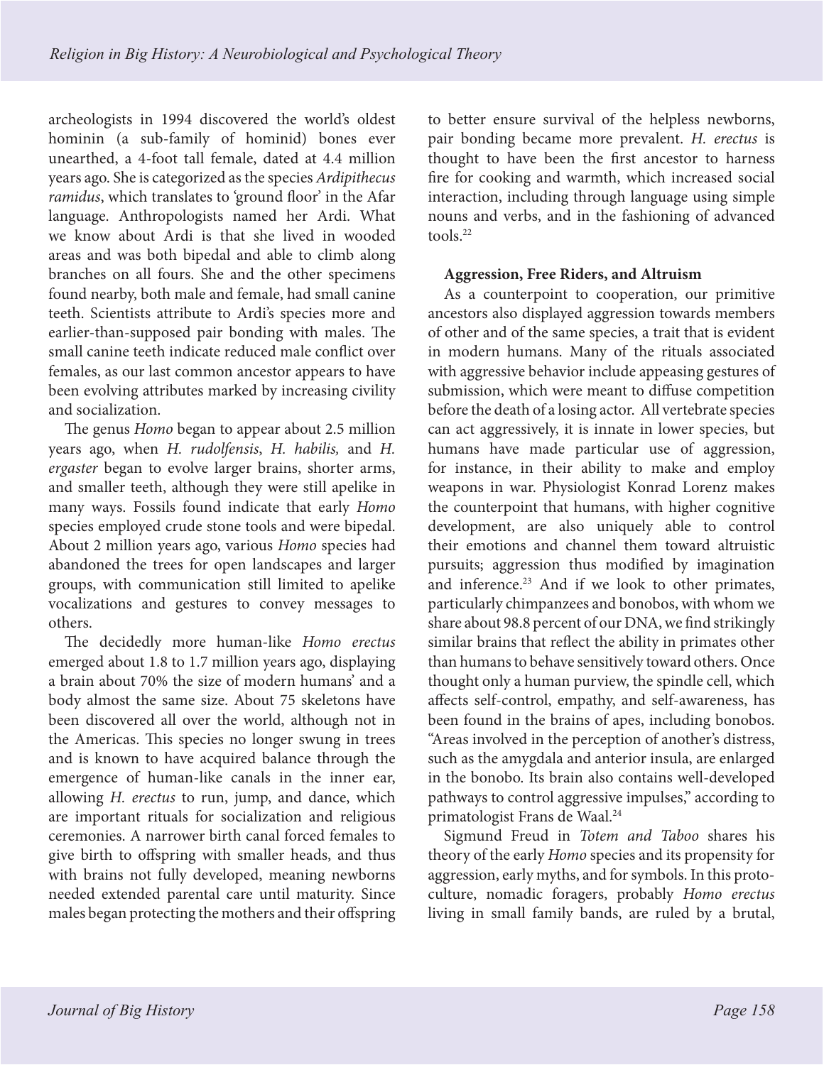archeologists in 1994 discovered the world's oldest hominin (a sub-family of hominid) bones ever unearthed, a 4-foot tall female, dated at 4.4 million years ago. She is categorized as the species *Ardipithecus ramidus*, which translates to 'ground floor' in the Afar language. Anthropologists named her Ardi. What we know about Ardi is that she lived in wooded areas and was both bipedal and able to climb along branches on all fours. She and the other specimens found nearby, both male and female, had small canine teeth. Scientists attribute to Ardi's species more and earlier-than-supposed pair bonding with males. The small canine teeth indicate reduced male conflict over females, as our last common ancestor appears to have been evolving attributes marked by increasing civility and socialization.

The genus *Homo* began to appear about 2.5 million years ago, when *H. rudolfensis*, *H. habilis,* and *H. ergaster* began to evolve larger brains, shorter arms, and smaller teeth, although they were still apelike in many ways. Fossils found indicate that early *Homo* species employed crude stone tools and were bipedal. About 2 million years ago, various *Homo* species had abandoned the trees for open landscapes and larger groups, with communication still limited to apelike vocalizations and gestures to convey messages to others.

The decidedly more human-like *Homo erectus* emerged about 1.8 to 1.7 million years ago, displaying a brain about 70% the size of modern humans' and a body almost the same size. About 75 skeletons have been discovered all over the world, although not in the Americas. This species no longer swung in trees and is known to have acquired balance through the emergence of human-like canals in the inner ear, allowing *H. erectus* to run, jump, and dance, which are important rituals for socialization and religious ceremonies. A narrower birth canal forced females to give birth to offspring with smaller heads, and thus with brains not fully developed, meaning newborns needed extended parental care until maturity. Since males began protecting the mothers and their offspring to better ensure survival of the helpless newborns, pair bonding became more prevalent. *H. erectus* is thought to have been the first ancestor to harness fire for cooking and warmth, which increased social interaction, including through language using simple nouns and verbs, and in the fashioning of advanced tools.[22]

**Aggression, Free Riders, and Altruism**

As a counterpoint to cooperation, our primitive ancestors also displayed aggression towards members of other and of the same species, a trait that is evident in modern humans. Many of the rituals associated with aggressive behavior include appeasing gestures of submission, which were meant to diffuse competition before the death of a losing actor. All vertebrate species can act aggressively, it is innate in lower species, but humans have made particular use of aggression, for instance, in their ability to make and employ weapons in war. Physiologist Konrad Lorenz makes the counterpoint that humans, with higher cognitive development, are also uniquely able to control their emotions and channel them toward altruistic pursuits; aggression thus modified by imagination and inference.[23] And if we look to other primates, particularly chimpanzees and bonobos, with whom we share about 98.8 percent of our DNA, we find strikingly similar brains that reflect the ability in primates other than humans to behave sensitively toward others. Once thought only a human purview, the spindle cell, which affects self-control, empathy, and self-awareness, has been found in the brains of apes, including bonobos. "Areas involved in the perception of another's distress, such as the amygdala and anterior insula, are enlarged in the bonobo. Its brain also contains well-developed pathways to control aggressive impulses," according to primatologist Frans de Waal.[24]

Sigmund Freud in *Totem and Taboo* shares his theory of the early *Homo* species and its propensity for aggression, early myths, and for symbols. In this proto-culture, nomadic foragers, probably *Homo erectus* living in small family bands, are ruled by a brutal,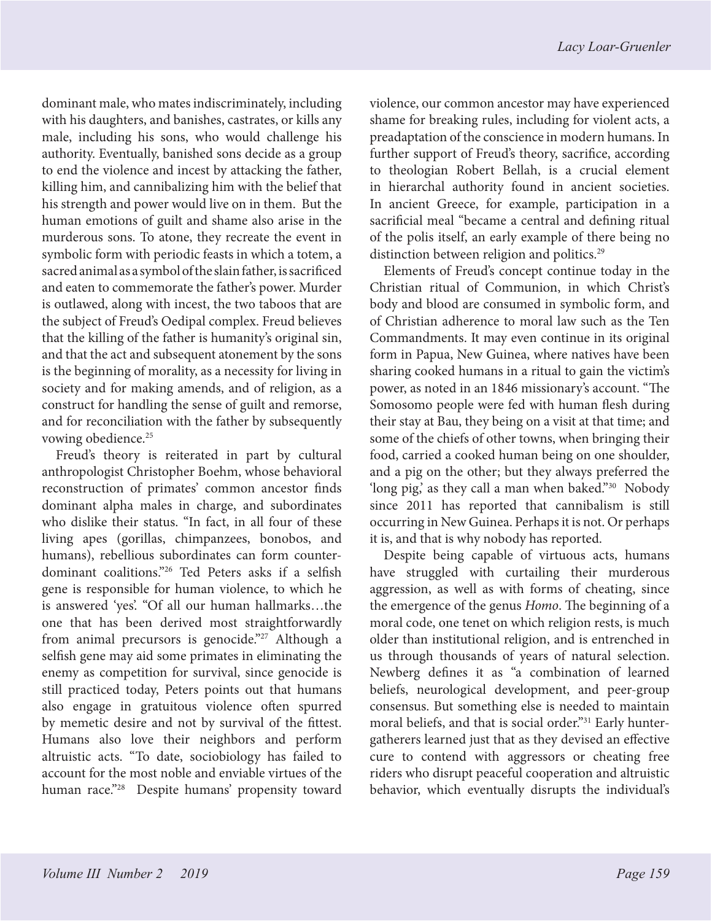dominant male, who mates indiscriminately, including with his daughters, and banishes, castrates, or kills any male, including his sons, who would challenge his authority. Eventually, banished sons decide as a group to end the violence and incest by attacking the father, killing him, and cannibalizing him with the belief that his strength and power would live on in them. But the human emotions of guilt and shame also arise in the murderous sons. To atone, they recreate the event in symbolic form with periodic feasts in which a totem, a sacred animal as a symbol of the slain father, is sacrificed and eaten to commemorate the father's power. Murder is outlawed, along with incest, the two taboos that are the subject of Freud's Oedipal complex. Freud believes that the killing of the father is humanity's original sin, and that the act and subsequent atonement by the sons is the beginning of morality, as a necessity for living in society and for making amends, and of religion, as a construct for handling the sense of guilt and remorse, and for reconciliation with the father by subsequently vowing obedience.[25]

Freud's theory is reiterated in part by cultural anthropologist Christopher Boehm, whose behavioral reconstruction of primates' common ancestor finds dominant alpha males in charge, and subordinates who dislike their status. "In fact, in all four of these living apes (gorillas, chimpanzees, bonobos, and humans), rebellious subordinates can form counter-dominant coalitions."[26] Ted Peters asks if a selfish gene is responsible for human violence, to which he is answered 'yes'. "Of all our human hallmarks…the one that has been derived most straightforwardly from animal precursors is genocide."[27] Although a selfish gene may aid some primates in eliminating the enemy as competition for survival, since genocide is still practiced today, Peters points out that humans also engage in gratuitous violence often spurred by memetic desire and not by survival of the fittest. Humans also love their neighbors and perform altruistic acts. "To date, sociobiology has failed to account for the most noble and enviable virtues of the human race."[28] Despite humans' propensity toward violence, our common ancestor may have experienced shame for breaking rules, including for violent acts, a preadaptation of the conscience in modern humans. In further support of Freud's theory, sacrifice, according to theologian Robert Bellah, is a crucial element in hierarchal authority found in ancient societies. In ancient Greece, for example, participation in a sacrificial meal "became a central and defining ritual of the polis itself, an early example of there being no distinction between religion and politics.[29]

Elements of Freud's concept continue today in the Christian ritual of Communion, in which Christ's body and blood are consumed in symbolic form, and of Christian adherence to moral law such as the Ten Commandments. It may even continue in its original form in Papua, New Guinea, where natives have been sharing cooked humans in a ritual to gain the victim's power, as noted in an 1846 missionary's account. "The Somosomo people were fed with human flesh during their stay at Bau, they being on a visit at that time; and some of the chiefs of other towns, when bringing their food, carried a cooked human being on one shoulder, and a pig on the other; but they always preferred the 'long pig,' as they call a man when baked."[30] Nobody since 2011 has reported that cannibalism is still occurring in New Guinea. Perhaps it is not. Or perhaps it is, and that is why nobody has reported.

Despite being capable of virtuous acts, humans have struggled with curtailing their murderous aggression, as well as with forms of cheating, since the emergence of the genus *Homo*. The beginning of a moral code, one tenet on which religion rests, is much older than institutional religion, and is entrenched in us through thousands of years of natural selection. Newberg defines it as "a combination of learned beliefs, neurological development, and peer-group consensus. But something else is needed to maintain moral beliefs, and that is social order."[31] Early hunter-gatherers learned just that as they devised an effective cure to contend with aggressors or cheating free riders who disrupt peaceful cooperation and altruistic behavior, which eventually disrupts the individual's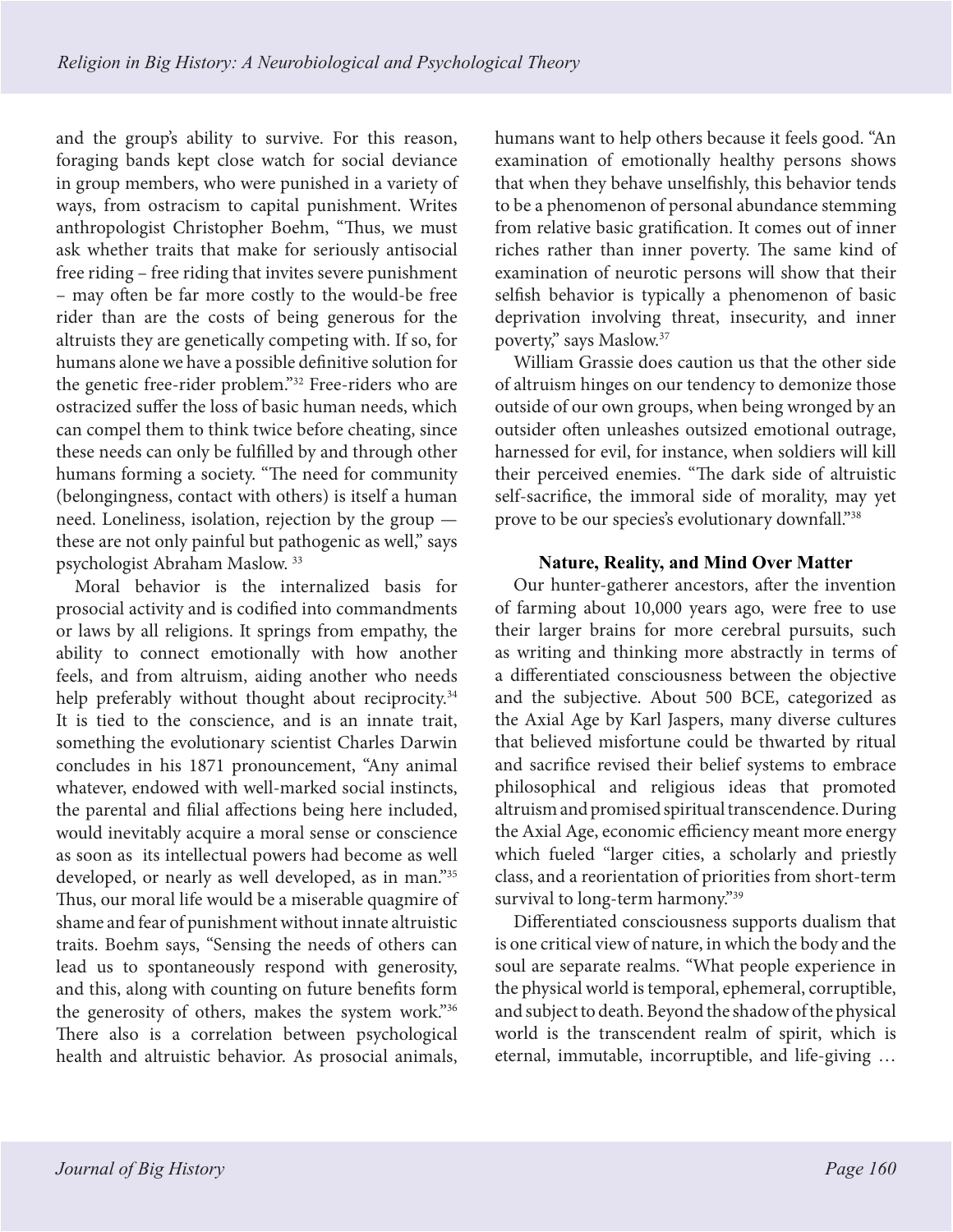and the group's ability to survive. For this reason, foraging bands kept close watch for social deviance in group members, who were punished in a variety of ways, from ostracism to capital punishment. Writes anthropologist Christopher Boehm, "Thus, we must ask whether traits that make for seriously antisocial free riding – free riding that invites severe punishment – may often be far more costly to the would-be free rider than are the costs of being generous for the altruists they are genetically competing with. If so, for humans alone we have a possible definitive solution for the genetic free-rider problem."[32] Free-riders who are ostracized suffer the loss of basic human needs, which can compel them to think twice before cheating, since these needs can only be fulfilled by and through other humans forming a society. "The need for community (belongingness, contact with others) is itself a human need. Loneliness, isolation, rejection by the group — these are not only painful but pathogenic as well," says psychologist Abraham Maslow. [33]

Moral behavior is the internalized basis for prosocial activity and is codified into commandments or laws by all religions. It springs from empathy, the ability to connect emotionally with how another feels, and from altruism, aiding another who needs help preferably without thought about reciprocity.[34] It is tied to the conscience, and is an innate trait, something the evolutionary scientist Charles Darwin concludes in his 1871 pronouncement, "Any animal whatever, endowed with well-marked social instincts, the parental and filial affections being here included, would inevitably acquire a moral sense or conscience as soon as its intellectual powers had become as well developed, or nearly as well developed, as in man."[35] Thus, our moral life would be a miserable quagmire of shame and fear of punishment without innate altruistic traits. Boehm says, "Sensing the needs of others can lead us to spontaneously respond with generosity, and this, along with counting on future benefits form the generosity of others, makes the system work."[36] There also is a correlation between psychological health and altruistic behavior. As prosocial animals, humans want to help others because it feels good. "An examination of emotionally healthy persons shows that when they behave unselfishly, this behavior tends to be a phenomenon of personal abundance stemming from relative basic gratification. It comes out of inner riches rather than inner poverty. The same kind of examination of neurotic persons will show that their selfish behavior is typically a phenomenon of basic deprivation involving threat, insecurity, and inner poverty," says Maslow.[37]

William Grassie does caution us that the other side of altruism hinges on our tendency to demonize those outside of our own groups, when being wronged by an outsider often unleashes outsized emotional outrage, harnessed for evil, for instance, when soldiers will kill their perceived enemies. "The dark side of altruistic self-sacrifice, the immoral side of morality, may yet prove to be our species's evolutionary downfall."[38]

### Nature, Reality, and Mind Over Matter

Our hunter-gatherer ancestors, after the invention of farming about 10,000 years ago, were free to use their larger brains for more cerebral pursuits, such as writing and thinking more abstractly in terms of a differentiated consciousness between the objective and the subjective. About 500 BCE, categorized as the Axial Age by Karl Jaspers, many diverse cultures that believed misfortune could be thwarted by ritual and sacrifice revised their belief systems to embrace philosophical and religious ideas that promoted altruism and promised spiritual transcendence. During the Axial Age, economic efficiency meant more energy which fueled "larger cities, a scholarly and priestly class, and a reorientation of priorities from short-term survival to long-term harmony."[39]

Differentiated consciousness supports dualism that is one critical view of nature, in which the body and the soul are separate realms. "What people experience in the physical world is temporal, ephemeral, corruptible, and subject to death. Beyond the shadow of the physical world is the transcendent realm of spirit, which is eternal, immutable, incorruptible, and life-giving …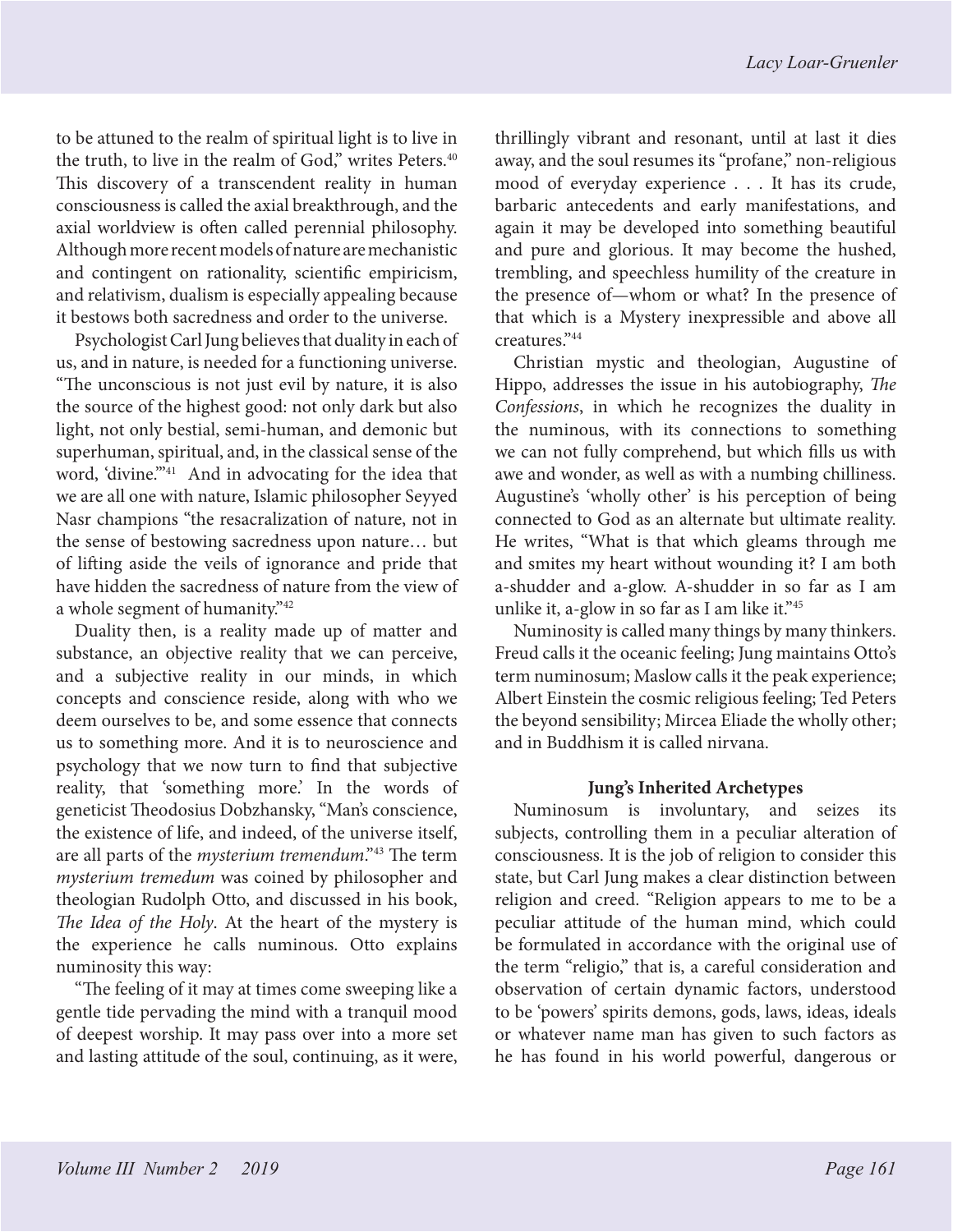to be attuned to the realm of spiritual light is to live in the truth, to live in the realm of God," writes Peters.[40] This discovery of a transcendent reality in human consciousness is called the axial breakthrough, and the axial worldview is often called perennial philosophy. Although more recent models of nature are mechanistic and contingent on rationality, scientific empiricism, and relativism, dualism is especially appealing because it bestows both sacredness and order to the universe.

Psychologist Carl Jung believes that duality in each of us, and in nature, is needed for a functioning universe. "The unconscious is not just evil by nature, it is also the source of the highest good: not only dark but also light, not only bestial, semi-human, and demonic but superhuman, spiritual, and, in the classical sense of the word, 'divine.'"[41] And in advocating for the idea that we are all one with nature, Islamic philosopher Seyyed Nasr champions "the resacralization of nature, not in the sense of bestowing sacredness upon nature… but of lifting aside the veils of ignorance and pride that have hidden the sacredness of nature from the view of a whole segment of humanity."[42]

Duality then, is a reality made up of matter and substance, an objective reality that we can perceive, and a subjective reality in our minds, in which concepts and conscience reside, along with who we deem ourselves to be, and some essence that connects us to something more. And it is to neuroscience and psychology that we now turn to find that subjective reality, that 'something more.' In the words of geneticist Theodosius Dobzhansky, "Man's conscience, the existence of life, and indeed, of the universe itself, are all parts of the *mysterium tremendum*."[43] The term *mysterium tremedum* was coined by philosopher and theologian Rudolph Otto, and discussed in his book, *The Idea of the Holy*. At the heart of the mystery is the experience he calls numinous. Otto explains numinosity this way:

"The feeling of it may at times come sweeping like a gentle tide pervading the mind with a tranquil mood of deepest worship. It may pass over into a more set and lasting attitude of the soul, continuing, as it were, thrillingly vibrant and resonant, until at last it dies away, and the soul resumes its "profane," non-religious mood of everyday experience . . . It has its crude, barbaric antecedents and early manifestations, and again it may be developed into something beautiful and pure and glorious. It may become the hushed, trembling, and speechless humility of the creature in the presence of—whom or what? In the presence of that which is a Mystery inexpressible and above all creatures."[44]

Christian mystic and theologian, Augustine of Hippo, addresses the issue in his autobiography, *The Confessions*, in which he recognizes the duality in the numinous, with its connections to something we can not fully comprehend, but which fills us with awe and wonder, as well as with a numbing chilliness. Augustine's 'wholly other' is his perception of being connected to God as an alternate but ultimate reality. He writes, "What is that which gleams through me and smites my heart without wounding it? I am both a-shudder and a-glow. A-shudder in so far as I am unlike it, a-glow in so far as I am like it."[45]

Numinosity is called many things by many thinkers. Freud calls it the oceanic feeling; Jung maintains Otto's term numinosum; Maslow calls it the peak experience; Albert Einstein the cosmic religious feeling; Ted Peters the beyond sensibility; Mircea Eliade the wholly other; and in Buddhism it is called nirvana.

**Jung's Inherited Archetypes**

Numinosum is involuntary, and seizes its subjects, controlling them in a peculiar alteration of consciousness. It is the job of religion to consider this state, but Carl Jung makes a clear distinction between religion and creed. "Religion appears to me to be a peculiar attitude of the human mind, which could be formulated in accordance with the original use of the term "religio," that is, a careful consideration and observation of certain dynamic factors, understood to be 'powers' spirits demons, gods, laws, ideas, ideals or whatever name man has given to such factors as he has found in his world powerful, dangerous or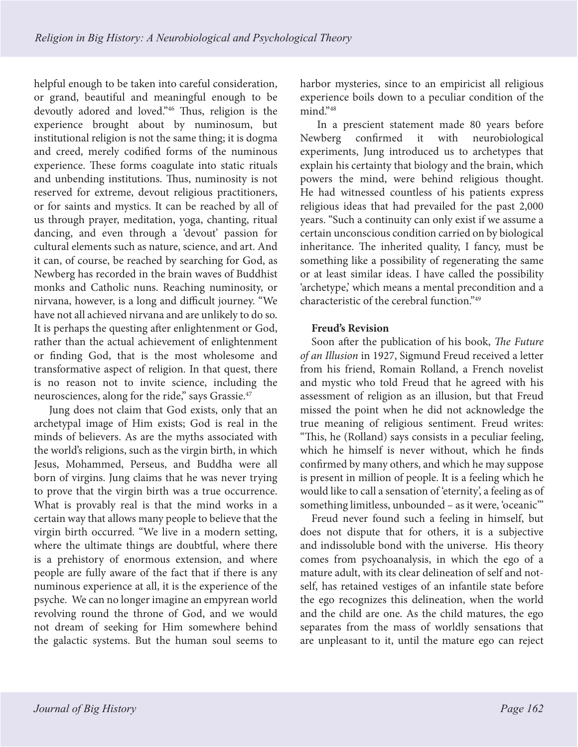helpful enough to be taken into careful consideration, or grand, beautiful and meaningful enough to be devoutly adored and loved."[46] Thus, religion is the experience brought about by numinosum, but institutional religion is not the same thing; it is dogma and creed, merely codified forms of the numinous experience. These forms coagulate into static rituals and unbending institutions. Thus, numinosity is not reserved for extreme, devout religious practitioners, or for saints and mystics. It can be reached by all of us through prayer, meditation, yoga, chanting, ritual dancing, and even through a 'devout' passion for cultural elements such as nature, science, and art. And it can, of course, be reached by searching for God, as Newberg has recorded in the brain waves of Buddhist monks and Catholic nuns. Reaching numinosity, or nirvana, however, is a long and difficult journey. "We have not all achieved nirvana and are unlikely to do so. It is perhaps the questing after enlightenment or God, rather than the actual achievement of enlightenment or finding God, that is the most wholesome and transformative aspect of religion. In that quest, there is no reason not to invite science, including the neurosciences, along for the ride," says Grassie.[47]

Jung does not claim that God exists, only that an archetypal image of Him exists; God is real in the minds of believers. As are the myths associated with the world's religions, such as the virgin birth, in which Jesus, Mohammed, Perseus, and Buddha were all born of virgins. Jung claims that he was never trying to prove that the virgin birth was a true occurrence. What is provably real is that the mind works in a certain way that allows many people to believe that the virgin birth occurred. "We live in a modern setting, where the ultimate things are doubtful, where there is a prehistory of enormous extension, and where people are fully aware of the fact that if there is any numinous experience at all, it is the experience of the psyche. We can no longer imagine an empyrean world revolving round the throne of God, and we would not dream of seeking for Him somewhere behind the galactic systems. But the human soul seems to harbor mysteries, since to an empiricist all religious experience boils down to a peculiar condition of the mind."[48]

In a prescient statement made 80 years before Newberg confirmed it with neurobiological experiments, Jung introduced us to archetypes that explain his certainty that biology and the brain, which powers the mind, were behind religious thought. He had witnessed countless of his patients express religious ideas that had prevailed for the past 2,000 years. "Such a continuity can only exist if we assume a certain unconscious condition carried on by biological inheritance. The inherited quality, I fancy, must be something like a possibility of regenerating the same or at least similar ideas. I have called the possibility 'archetype,' which means a mental precondition and a characteristic of the cerebral function."[49]

**Freud's Revision**

Soon after the publication of his book, *The Future of an Illusion* in 1927, Sigmund Freud received a letter from his friend, Romain Rolland, a French novelist and mystic who told Freud that he agreed with his assessment of religion as an illusion, but that Freud missed the point when he did not acknowledge the true meaning of religious sentiment. Freud writes: "This, he (Rolland) says consists in a peculiar feeling, which he himself is never without, which he finds confirmed by many others, and which he may suppose is present in million of people. It is a feeling which he would like to call a sensation of 'eternity', a feeling as of something limitless, unbounded – as it were, 'oceanic'"

Freud never found such a feeling in himself, but does not dispute that for others, it is a subjective and indissoluble bond with the universe. His theory comes from psychoanalysis, in which the ego of a mature adult, with its clear delineation of self and not-self, has retained vestiges of an infantile state before the ego recognizes this delineation, when the world and the child are one. As the child matures, the ego separates from the mass of worldly sensations that are unpleasant to it, until the mature ego can reject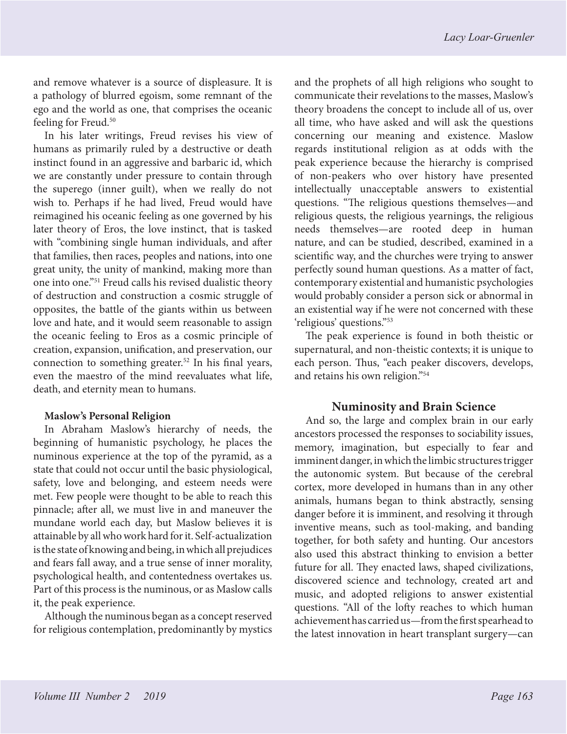and remove whatever is a source of displeasure. It is a pathology of blurred egoism, some remnant of the ego and the world as one, that comprises the oceanic feeling for Freud.[50]

In his later writings, Freud revises his view of humans as primarily ruled by a destructive or death instinct found in an aggressive and barbaric id, which we are constantly under pressure to contain through the superego (inner guilt), when we really do not wish to. Perhaps if he had lived, Freud would have reimagined his oceanic feeling as one governed by his later theory of Eros, the love instinct, that is tasked with "combining single human individuals, and after that families, then races, peoples and nations, into one great unity, the unity of mankind, making more than one into one."[51] Freud calls his revised dualistic theory of destruction and construction a cosmic struggle of opposites, the battle of the giants within us between love and hate, and it would seem reasonable to assign the oceanic feeling to Eros as a cosmic principle of creation, expansion, unification, and preservation, our connection to something greater.[52] In his final years, even the maestro of the mind reevaluates what life, death, and eternity mean to humans.

**Maslow's Personal Religion**

In Abraham Maslow's hierarchy of needs, the beginning of humanistic psychology, he places the numinous experience at the top of the pyramid, as a state that could not occur until the basic physiological, safety, love and belonging, and esteem needs were met. Few people were thought to be able to reach this pinnacle; after all, we must live in and maneuver the mundane world each day, but Maslow believes it is attainable by all who work hard for it. Self-actualization is the state of knowing and being, in which all prejudices and fears fall away, and a true sense of inner morality, psychological health, and contentedness overtakes us. Part of this process is the numinous, or as Maslow calls it, the peak experience.

Although the numinous began as a concept reserved for religious contemplation, predominantly by mystics and the prophets of all high religions who sought to communicate their revelations to the masses, Maslow's theory broadens the concept to include all of us, over all time, who have asked and will ask the questions concerning our meaning and existence. Maslow regards institutional religion as at odds with the peak experience because the hierarchy is comprised of non-peakers who over history have presented intellectually unacceptable answers to existential questions. "The religious questions themselves—and religious quests, the religious yearnings, the religious needs themselves—are rooted deep in human nature, and can be studied, described, examined in a scientific way, and the churches were trying to answer perfectly sound human questions. As a matter of fact, contemporary existential and humanistic psychologies would probably consider a person sick or abnormal in an existential way if he were not concerned with these 'religious' questions."[53]

The peak experience is found in both theistic or supernatural, and non-theistic contexts; it is unique to each person. Thus, "each peaker discovers, develops, and retains his own religion."[54]

## Numinosity and Brain Science

And so, the large and complex brain in our early ancestors processed the responses to sociability issues, memory, imagination, but especially to fear and imminent danger, in which the limbic structures trigger the autonomic system. But because of the cerebral cortex, more developed in humans than in any other animals, humans began to think abstractly, sensing danger before it is imminent, and resolving it through inventive means, such as tool-making, and banding together, for both safety and hunting. Our ancestors also used this abstract thinking to envision a better future for all. They enacted laws, shaped civilizations, discovered science and technology, created art and music, and adopted religions to answer existential questions. "All of the lofty reaches to which human achievement has carried us—from the first spearhead to the latest innovation in heart transplant surgery—can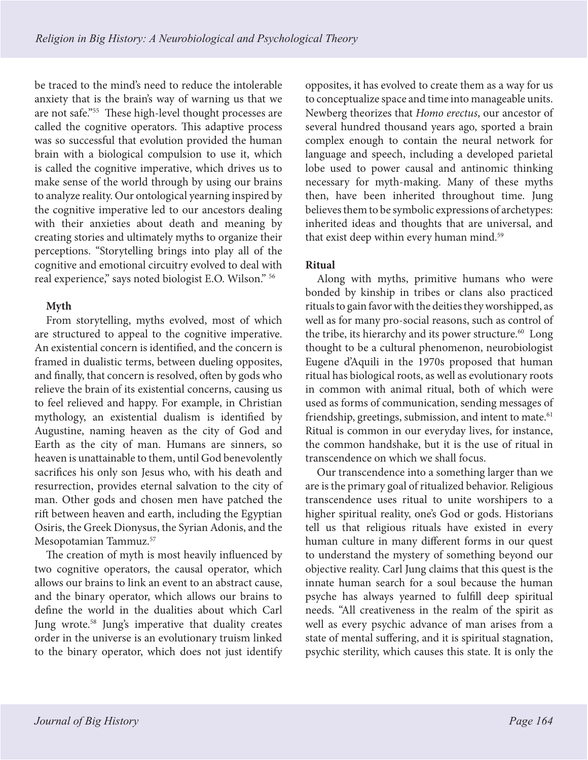be traced to the mind's need to reduce the intolerable anxiety that is the brain's way of warning us that we are not safe."[55] These high-level thought processes are called the cognitive operators. This adaptive process was so successful that evolution provided the human brain with a biological compulsion to use it, which is called the cognitive imperative, which drives us to make sense of the world through by using our brains to analyze reality. Our ontological yearning inspired by the cognitive imperative led to our ancestors dealing with their anxieties about death and meaning by creating stories and ultimately myths to organize their perceptions. "Storytelling brings into play all of the cognitive and emotional circuitry evolved to deal with real experience," says noted biologist E.O. Wilson." [56]

**Myth**

From storytelling, myths evolved, most of which are structured to appeal to the cognitive imperative. An existential concern is identified, and the concern is framed in dualistic terms, between dueling opposites, and finally, that concern is resolved, often by gods who relieve the brain of its existential concerns, causing us to feel relieved and happy. For example, in Christian mythology, an existential dualism is identified by Augustine, naming heaven as the city of God and Earth as the city of man. Humans are sinners, so heaven is unattainable to them, until God benevolently sacrifices his only son Jesus who, with his death and resurrection, provides eternal salvation to the city of man. Other gods and chosen men have patched the rift between heaven and earth, including the Egyptian Osiris, the Greek Dionysus, the Syrian Adonis, and the Mesopotamian Tammuz.[57]

The creation of myth is most heavily influenced by two cognitive operators, the causal operator, which allows our brains to link an event to an abstract cause, and the binary operator, which allows our brains to define the world in the dualities about which Carl Jung wrote.[58] Jung's imperative that duality creates order in the universe is an evolutionary truism linked to the binary operator, which does not just identify opposites, it has evolved to create them as a way for us to conceptualize space and time into manageable units. Newberg theorizes that *Homo erectus*, our ancestor of several hundred thousand years ago, sported a brain complex enough to contain the neural network for language and speech, including a developed parietal lobe used to power causal and antinomic thinking necessary for myth-making. Many of these myths then, have been inherited throughout time. Jung believes them to be symbolic expressions of archetypes: inherited ideas and thoughts that are universal, and that exist deep within every human mind.[59]

**Ritual**

Along with myths, primitive humans who were bonded by kinship in tribes or clans also practiced rituals to gain favor with the deities they worshipped, as well as for many pro-social reasons, such as control of the tribe, its hierarchy and its power structure.[60] Long thought to be a cultural phenomenon, neurobiologist Eugene d'Aquili in the 1970s proposed that human ritual has biological roots, as well as evolutionary roots in common with animal ritual, both of which were used as forms of communication, sending messages of friendship, greetings, submission, and intent to mate.[61] Ritual is common in our everyday lives, for instance, the common handshake, but it is the use of ritual in transcendence on which we shall focus.

Our transcendence into a something larger than we are is the primary goal of ritualized behavior. Religious transcendence uses ritual to unite worshipers to a higher spiritual reality, one's God or gods. Historians tell us that religious rituals have existed in every human culture in many different forms in our quest to understand the mystery of something beyond our objective reality. Carl Jung claims that this quest is the innate human search for a soul because the human psyche has always yearned to fulfill deep spiritual needs. "All creativeness in the realm of the spirit as well as every psychic advance of man arises from a state of mental suffering, and it is spiritual stagnation, psychic sterility, which causes this state. It is only the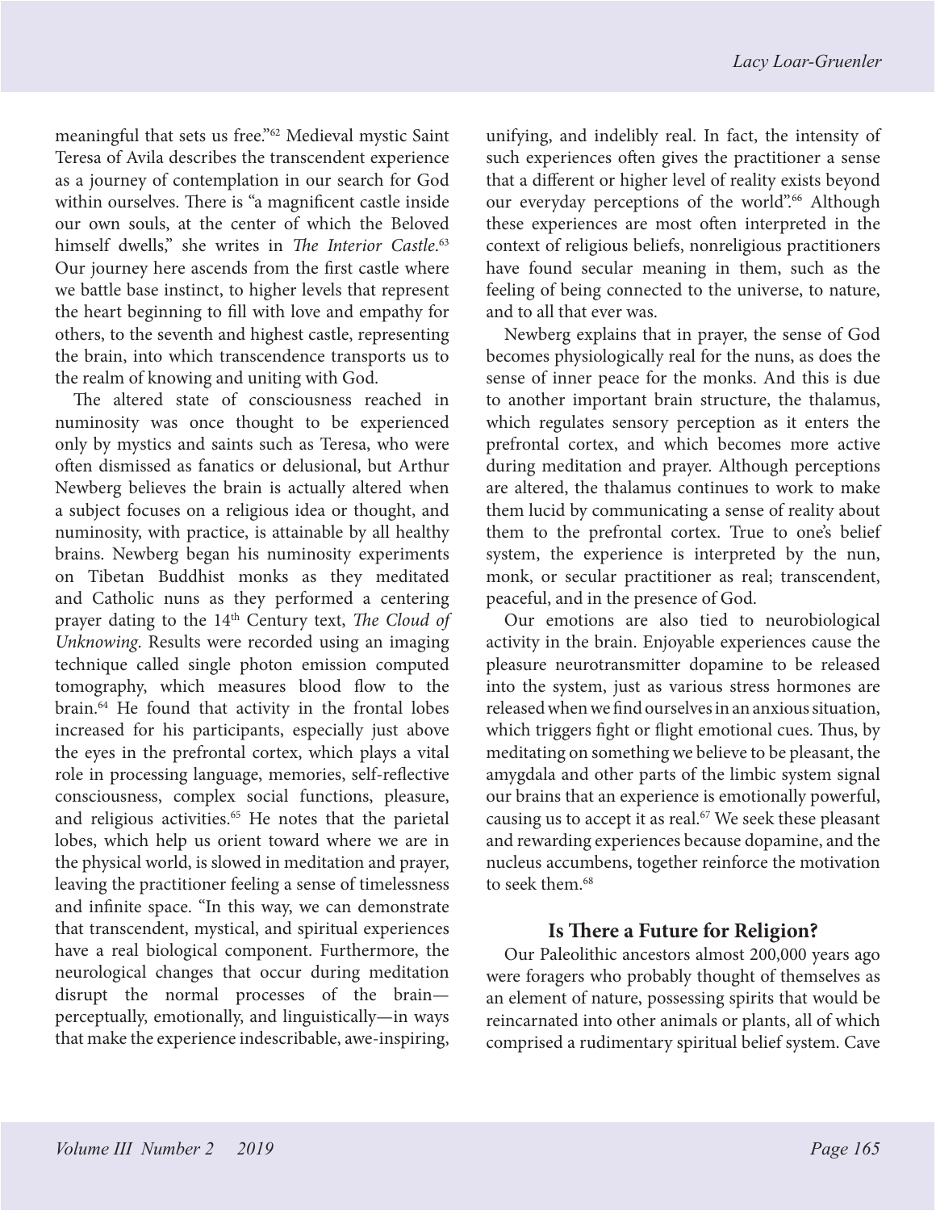meaningful that sets us free."[62] Medieval mystic Saint Teresa of Avila describes the transcendent experience as a journey of contemplation in our search for God within ourselves. There is "a magnificent castle inside our own souls, at the center of which the Beloved himself dwells," she writes in *The Interior Castle*.[63] Our journey here ascends from the first castle where we battle base instinct, to higher levels that represent the heart beginning to fill with love and empathy for others, to the seventh and highest castle, representing the brain, into which transcendence transports us to the realm of knowing and uniting with God.

The altered state of consciousness reached in numinosity was once thought to be experienced only by mystics and saints such as Teresa, who were often dismissed as fanatics or delusional, but Arthur Newberg believes the brain is actually altered when a subject focuses on a religious idea or thought, and numinosity, with practice, is attainable by all healthy brains. Newberg began his numinosity experiments on Tibetan Buddhist monks as they meditated and Catholic nuns as they performed a centering prayer dating to the 14th Century text, *The Cloud of Unknowing*. Results were recorded using an imaging technique called single photon emission computed tomography, which measures blood flow to the brain.[64] He found that activity in the frontal lobes increased for his participants, especially just above the eyes in the prefrontal cortex, which plays a vital role in processing language, memories, self-reflective consciousness, complex social functions, pleasure, and religious activities.[65] He notes that the parietal lobes, which help us orient toward where we are in the physical world, is slowed in meditation and prayer, leaving the practitioner feeling a sense of timelessness and infinite space. "In this way, we can demonstrate that transcendent, mystical, and spiritual experiences have a real biological component. Furthermore, the neurological changes that occur during meditation disrupt the normal processes of the brain—perceptually, emotionally, and linguistically—in ways that make the experience indescribable, awe-inspiring, unifying, and indelibly real. In fact, the intensity of such experiences often gives the practitioner a sense that a different or higher level of reality exists beyond our everyday perceptions of the world".[66] Although these experiences are most often interpreted in the context of religious beliefs, nonreligious practitioners have found secular meaning in them, such as the feeling of being connected to the universe, to nature, and to all that ever was.

Newberg explains that in prayer, the sense of God becomes physiologically real for the nuns, as does the sense of inner peace for the monks. And this is due to another important brain structure, the thalamus, which regulates sensory perception as it enters the prefrontal cortex, and which becomes more active during meditation and prayer. Although perceptions are altered, the thalamus continues to work to make them lucid by communicating a sense of reality about them to the prefrontal cortex. True to one's belief system, the experience is interpreted by the nun, monk, or secular practitioner as real; transcendent, peaceful, and in the presence of God.

Our emotions are also tied to neurobiological activity in the brain. Enjoyable experiences cause the pleasure neurotransmitter dopamine to be released into the system, just as various stress hormones are released when we find ourselves in an anxious situation, which triggers fight or flight emotional cues. Thus, by meditating on something we believe to be pleasant, the amygdala and other parts of the limbic system signal our brains that an experience is emotionally powerful, causing us to accept it as real.[67] We seek these pleasant and rewarding experiences because dopamine, and the nucleus accumbens, together reinforce the motivation to seek them.[68]

## Is There a Future for Religion?

Our Paleolithic ancestors almost 200,000 years ago were foragers who probably thought of themselves as an element of nature, possessing spirits that would be reincarnated into other animals or plants, all of which comprised a rudimentary spiritual belief system. Cave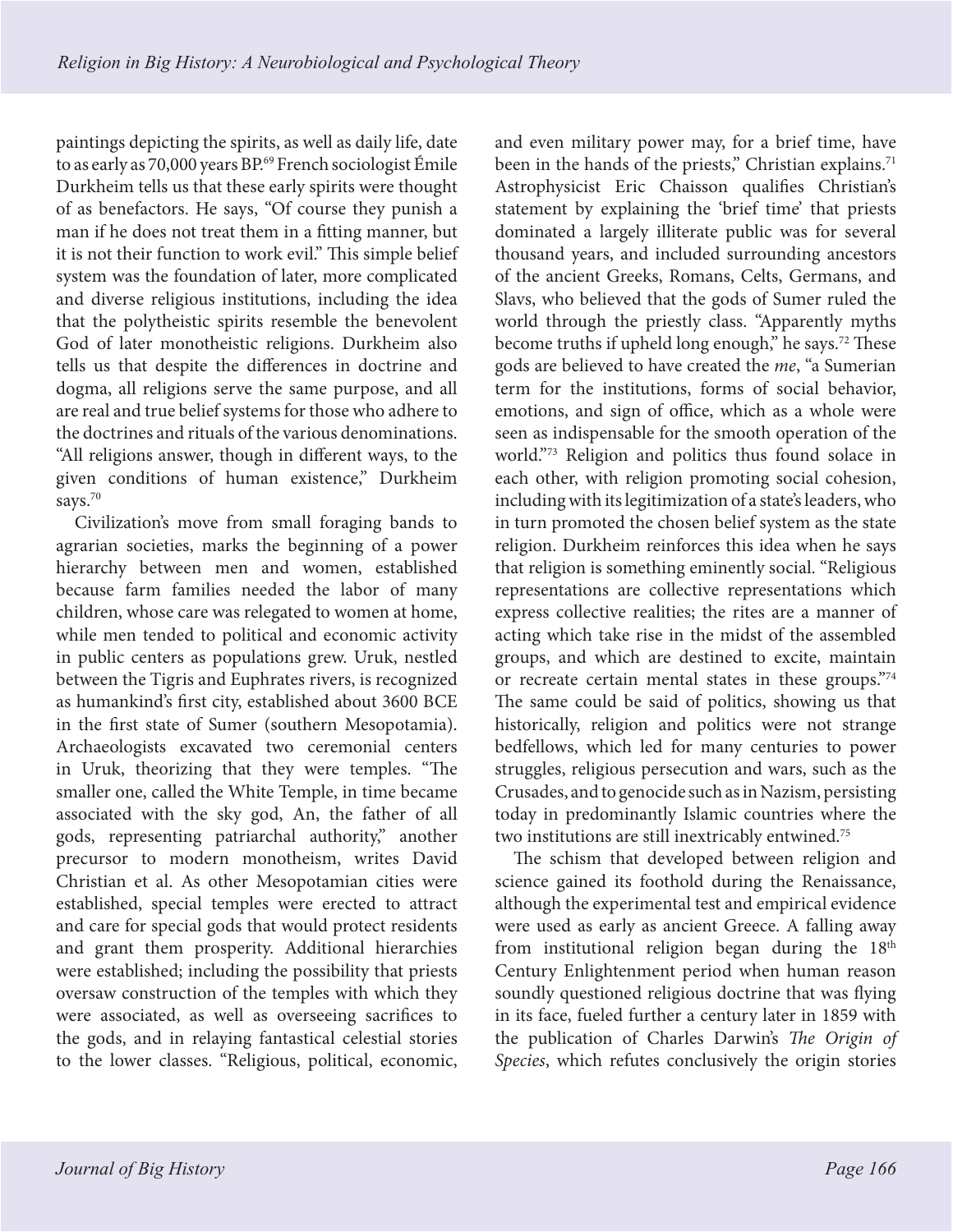paintings depicting the spirits, as well as daily life, date to as early as 70,000 years BP.[69] French sociologist Émile Durkheim tells us that these early spirits were thought of as benefactors. He says, "Of course they punish a man if he does not treat them in a fitting manner, but it is not their function to work evil." This simple belief system was the foundation of later, more complicated and diverse religious institutions, including the idea that the polytheistic spirits resemble the benevolent God of later monotheistic religions. Durkheim also tells us that despite the differences in doctrine and dogma, all religions serve the same purpose, and all are real and true belief systems for those who adhere to the doctrines and rituals of the various denominations. "All religions answer, though in different ways, to the given conditions of human existence," Durkheim says.[70]

Civilization's move from small foraging bands to agrarian societies, marks the beginning of a power hierarchy between men and women, established because farm families needed the labor of many children, whose care was relegated to women at home, while men tended to political and economic activity in public centers as populations grew. Uruk, nestled between the Tigris and Euphrates rivers, is recognized as humankind's first city, established about 3600 BCE in the first state of Sumer (southern Mesopotamia). Archaeologists excavated two ceremonial centers in Uruk, theorizing that they were temples. "The smaller one, called the White Temple, in time became associated with the sky god, An, the father of all gods, representing patriarchal authority," another precursor to modern monotheism, writes David Christian et al. As other Mesopotamian cities were established, special temples were erected to attract and care for special gods that would protect residents and grant them prosperity. Additional hierarchies were established; including the possibility that priests oversaw construction of the temples with which they were associated, as well as overseeing sacrifices to the gods, and in relaying fantastical celestial stories to the lower classes. "Religious, political, economic, and even military power may, for a brief time, have been in the hands of the priests," Christian explains.[71] Astrophysicist Eric Chaisson qualifies Christian's statement by explaining the 'brief time' that priests dominated a largely illiterate public was for several thousand years, and included surrounding ancestors of the ancient Greeks, Romans, Celts, Germans, and Slavs, who believed that the gods of Sumer ruled the world through the priestly class. "Apparently myths become truths if upheld long enough," he says.[72] These gods are believed to have created the *me*, "a Sumerian term for the institutions, forms of social behavior, emotions, and sign of office, which as a whole were seen as indispensable for the smooth operation of the world."[73] Religion and politics thus found solace in each other, with religion promoting social cohesion, including with its legitimization of a state's leaders, who in turn promoted the chosen belief system as the state religion. Durkheim reinforces this idea when he says that religion is something eminently social. "Religious representations are collective representations which express collective realities; the rites are a manner of acting which take rise in the midst of the assembled groups, and which are destined to excite, maintain or recreate certain mental states in these groups."[74] The same could be said of politics, showing us that historically, religion and politics were not strange bedfellows, which led for many centuries to power struggles, religious persecution and wars, such as the Crusades, and to genocide such as in Nazism, persisting today in predominantly Islamic countries where the two institutions are still inextricably entwined.[75]

The schism that developed between religion and science gained its foothold during the Renaissance, although the experimental test and empirical evidence were used as early as ancient Greece. A falling away from institutional religion began during the 18th Century Enlightenment period when human reason soundly questioned religious doctrine that was flying in its face, fueled further a century later in 1859 with the publication of Charles Darwin's *The Origin of Species*, which refutes conclusively the origin stories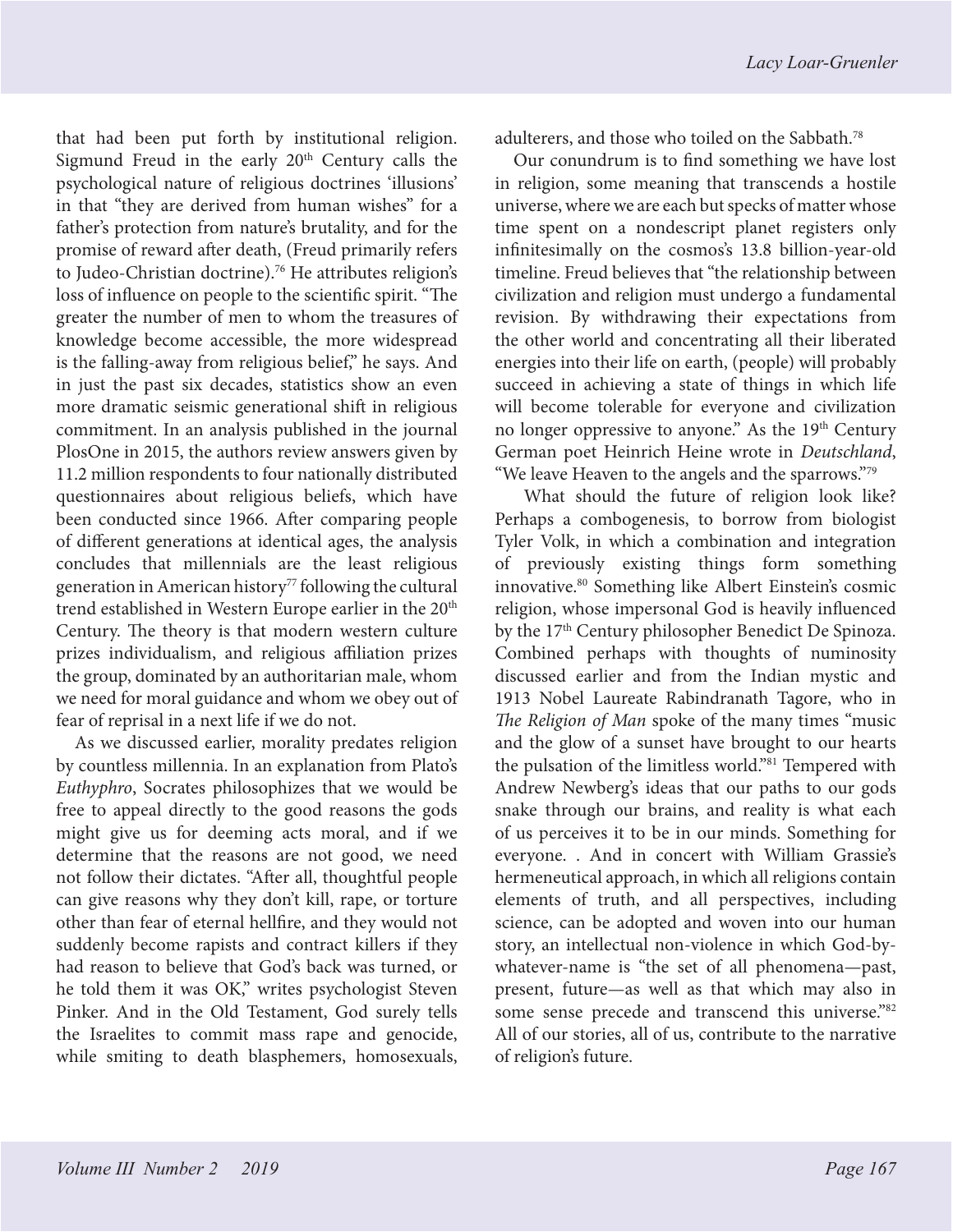that had been put forth by institutional religion. Sigmund Freud in the early 20th Century calls the psychological nature of religious doctrines 'illusions' in that "they are derived from human wishes" for a father's protection from nature's brutality, and for the promise of reward after death, (Freud primarily refers to Judeo-Christian doctrine).[76] He attributes religion's loss of influence on people to the scientific spirit. "The greater the number of men to whom the treasures of knowledge become accessible, the more widespread is the falling-away from religious belief," he says. And in just the past six decades, statistics show an even more dramatic seismic generational shift in religious commitment. In an analysis published in the journal PlosOne in 2015, the authors review answers given by 11.2 million respondents to four nationally distributed questionnaires about religious beliefs, which have been conducted since 1966. After comparing people of different generations at identical ages, the analysis concludes that millennials are the least religious generation in American history[77] following the cultural trend established in Western Europe earlier in the 20th Century. The theory is that modern western culture prizes individualism, and religious affiliation prizes the group, dominated by an authoritarian male, whom we need for moral guidance and whom we obey out of fear of reprisal in a next life if we do not.

As we discussed earlier, morality predates religion by countless millennia. In an explanation from Plato's *Euthyphro*, Socrates philosophizes that we would be free to appeal directly to the good reasons the gods might give us for deeming acts moral, and if we determine that the reasons are not good, we need not follow their dictates. "After all, thoughtful people can give reasons why they don't kill, rape, or torture other than fear of eternal hellfire, and they would not suddenly become rapists and contract killers if they had reason to believe that God's back was turned, or he told them it was OK," writes psychologist Steven Pinker. And in the Old Testament, God surely tells the Israelites to commit mass rape and genocide, while smiting to death blasphemers, homosexuals, adulterers, and those who toiled on the Sabbath.[78]

Our conundrum is to find something we have lost in religion, some meaning that transcends a hostile universe, where we are each but specks of matter whose time spent on a nondescript planet registers only infinitesimally on the cosmos's 13.8 billion-year-old timeline. Freud believes that "the relationship between civilization and religion must undergo a fundamental revision. By withdrawing their expectations from the other world and concentrating all their liberated energies into their life on earth, (people) will probably succeed in achieving a state of things in which life will become tolerable for everyone and civilization no longer oppressive to anyone." As the 19th Century German poet Heinrich Heine wrote in *Deutschland*, "We leave Heaven to the angels and the sparrows."[79]

What should the future of religion look like? Perhaps a combogenesis, to borrow from biologist Tyler Volk, in which a combination and integration of previously existing things form something innovative.[80] Something like Albert Einstein's cosmic religion, whose impersonal God is heavily influenced by the 17th Century philosopher Benedict De Spinoza. Combined perhaps with thoughts of numinosity discussed earlier and from the Indian mystic and 1913 Nobel Laureate Rabindranath Tagore, who in *The Religion of Man* spoke of the many times "music and the glow of a sunset have brought to our hearts the pulsation of the limitless world."[81] Tempered with Andrew Newberg's ideas that our paths to our gods snake through our brains, and reality is what each of us perceives it to be in our minds. Something for everyone. . And in concert with William Grassie's hermeneutical approach, in which all religions contain elements of truth, and all perspectives, including science, can be adopted and woven into our human story, an intellectual non-violence in which God-by-whatever-name is "the set of all phenomena—past, present, future—as well as that which may also in some sense precede and transcend this universe."[82] All of our stories, all of us, contribute to the narrative of religion's future.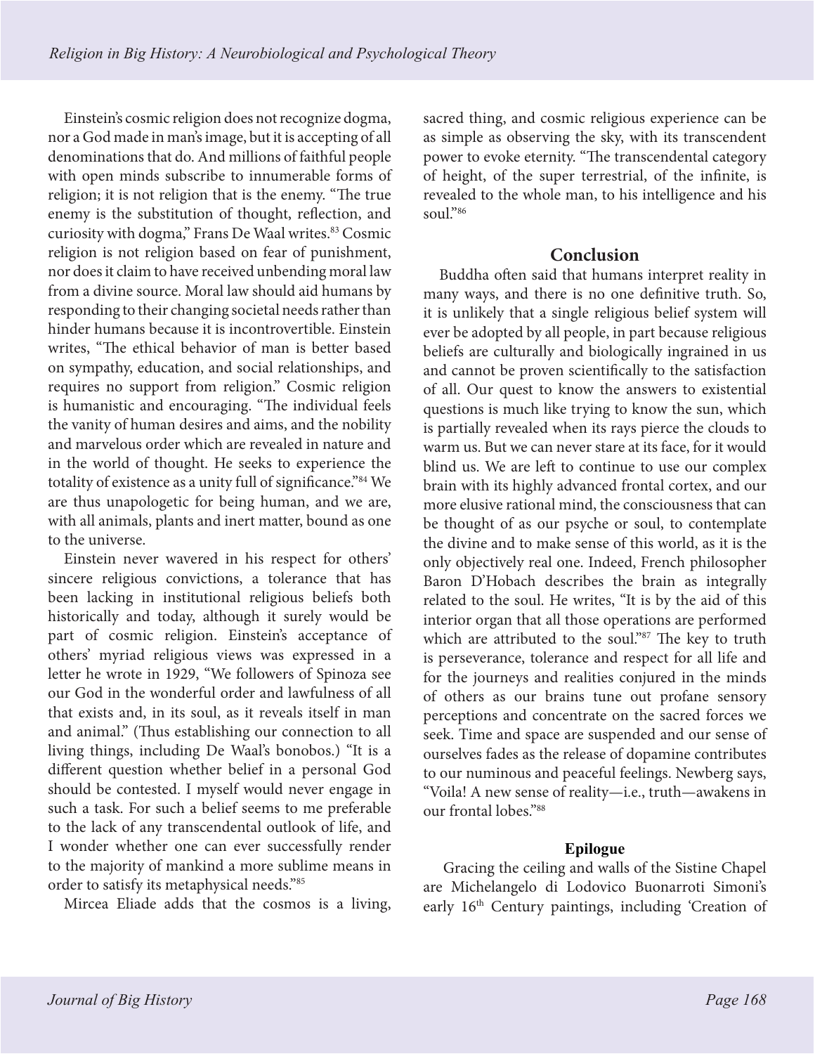Einstein's cosmic religion does not recognize dogma, nor a God made in man's image, but it is accepting of all denominations that do. And millions of faithful people with open minds subscribe to innumerable forms of religion; it is not religion that is the enemy. "The true enemy is the substitution of thought, reflection, and curiosity with dogma," Frans De Waal writes.[83] Cosmic religion is not religion based on fear of punishment, nor does it claim to have received unbending moral law from a divine source. Moral law should aid humans by responding to their changing societal needs rather than hinder humans because it is incontrovertible. Einstein writes, "The ethical behavior of man is better based on sympathy, education, and social relationships, and requires no support from religion." Cosmic religion is humanistic and encouraging. "The individual feels the vanity of human desires and aims, and the nobility and marvelous order which are revealed in nature and in the world of thought. He seeks to experience the totality of existence as a unity full of significance."[84] We are thus unapologetic for being human, and we are, with all animals, plants and inert matter, bound as one to the universe.

Einstein never wavered in his respect for others' sincere religious convictions, a tolerance that has been lacking in institutional religious beliefs both historically and today, although it surely would be part of cosmic religion. Einstein's acceptance of others' myriad religious views was expressed in a letter he wrote in 1929, "We followers of Spinoza see our God in the wonderful order and lawfulness of all that exists and, in its soul, as it reveals itself in man and animal." (Thus establishing our connection to all living things, including De Waal's bonobos.) "It is a different question whether belief in a personal God should be contested. I myself would never engage in such a task. For such a belief seems to me preferable to the lack of any transcendental outlook of life, and I wonder whether one can ever successfully render to the majority of mankind a more sublime means in order to satisfy its metaphysical needs."[85]

Mircea Eliade adds that the cosmos is a living, sacred thing, and cosmic religious experience can be as simple as observing the sky, with its transcendent power to evoke eternity. "The transcendental category of height, of the super terrestrial, of the infinite, is revealed to the whole man, to his intelligence and his soul."[86]

## Conclusion

Buddha often said that humans interpret reality in many ways, and there is no one definitive truth. So, it is unlikely that a single religious belief system will ever be adopted by all people, in part because religious beliefs are culturally and biologically ingrained in us and cannot be proven scientifically to the satisfaction of all. Our quest to know the answers to existential questions is much like trying to know the sun, which is partially revealed when its rays pierce the clouds to warm us. But we can never stare at its face, for it would blind us. We are left to continue to use our complex brain with its highly advanced frontal cortex, and our more elusive rational mind, the consciousness that can be thought of as our psyche or soul, to contemplate the divine and to make sense of this world, as it is the only objectively real one. Indeed, French philosopher Baron D'Hobach describes the brain as integrally related to the soul. He writes, "It is by the aid of this interior organ that all those operations are performed which are attributed to the soul."[87] The key to truth is perseverance, tolerance and respect for all life and for the journeys and realities conjured in the minds of others as our brains tune out profane sensory perceptions and concentrate on the sacred forces we seek. Time and space are suspended and our sense of ourselves fades as the release of dopamine contributes to our numinous and peaceful feelings. Newberg says, "Voila! A new sense of reality—i.e., truth—awakens in our frontal lobes."[88]

### Epilogue

Gracing the ceiling and walls of the Sistine Chapel are Michelangelo di Lodovico Buonarroti Simoni's early 16th Century paintings, including 'Creation of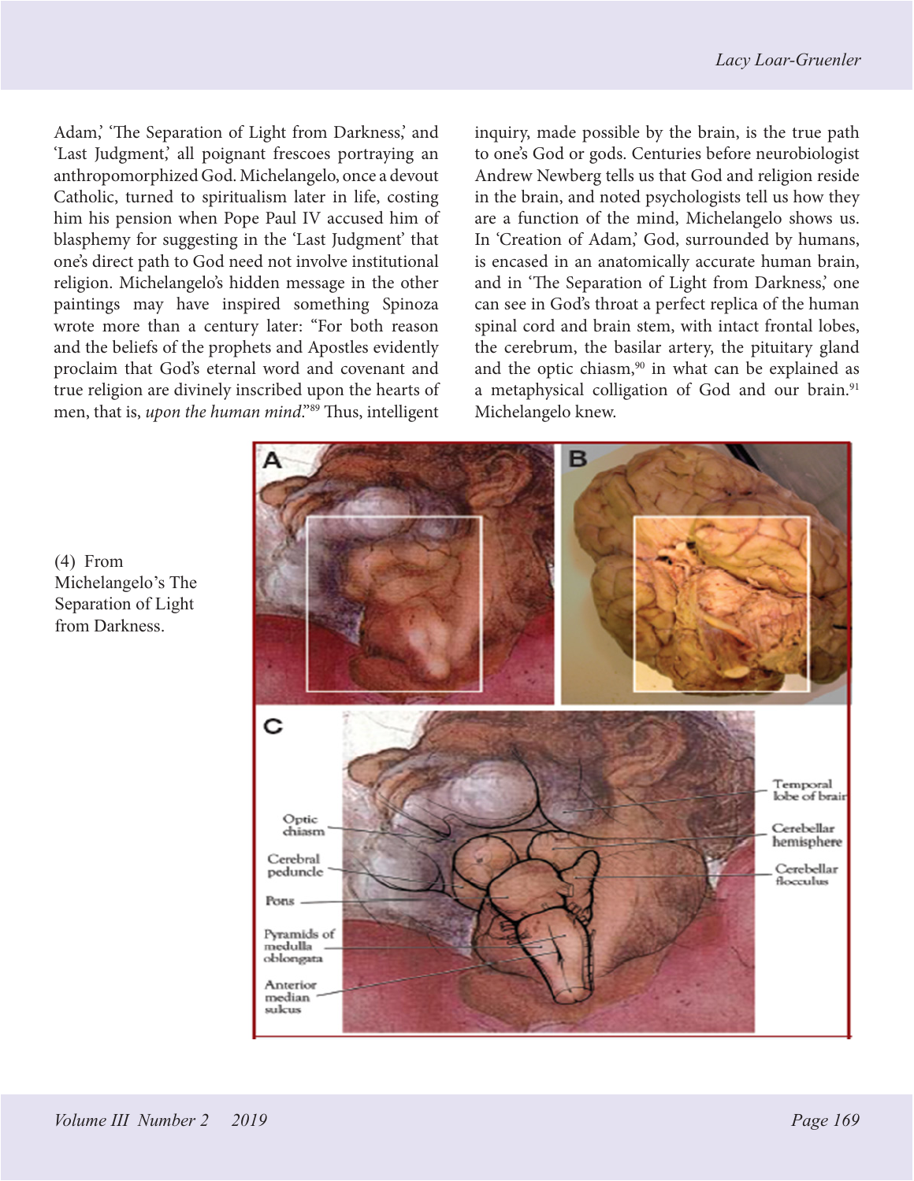Adam,' 'The Separation of Light from Darkness,' and 'Last Judgment,' all poignant frescoes portraying an anthropomorphized God. Michelangelo, once a devout Catholic, turned to spiritualism later in life, costing him his pension when Pope Paul IV accused him of blasphemy for suggesting in the 'Last Judgment' that one's direct path to God need not involve institutional religion. Michelangelo's hidden message in the other paintings may have inspired something Spinoza wrote more than a century later: "For both reason and the beliefs of the prophets and Apostles evidently proclaim that God's eternal word and covenant and true religion are divinely inscribed upon the hearts of men, that is, *upon the human mind*."[89] Thus, intelligent inquiry, made possible by the brain, is the true path to one's God or gods. Centuries before neurobiologist Andrew Newberg tells us that God and religion reside in the brain, and noted psychologists tell us how they are a function of the mind, Michelangelo shows us. In 'Creation of Adam,' God, surrounded by humans, is encased in an anatomically accurate human brain, and in 'The Separation of Light from Darkness,' one can see in God's throat a perfect replica of the human spinal cord and brain stem, with intact frontal lobes, the cerebrum, the basilar artery, the pituitary gland and the optic chiasm,[90] in what can be explained as a metaphysical colligation of God and our brain.[91] Michelangelo knew.

(4) From Michelangelo's The Separation of Light from Darkness.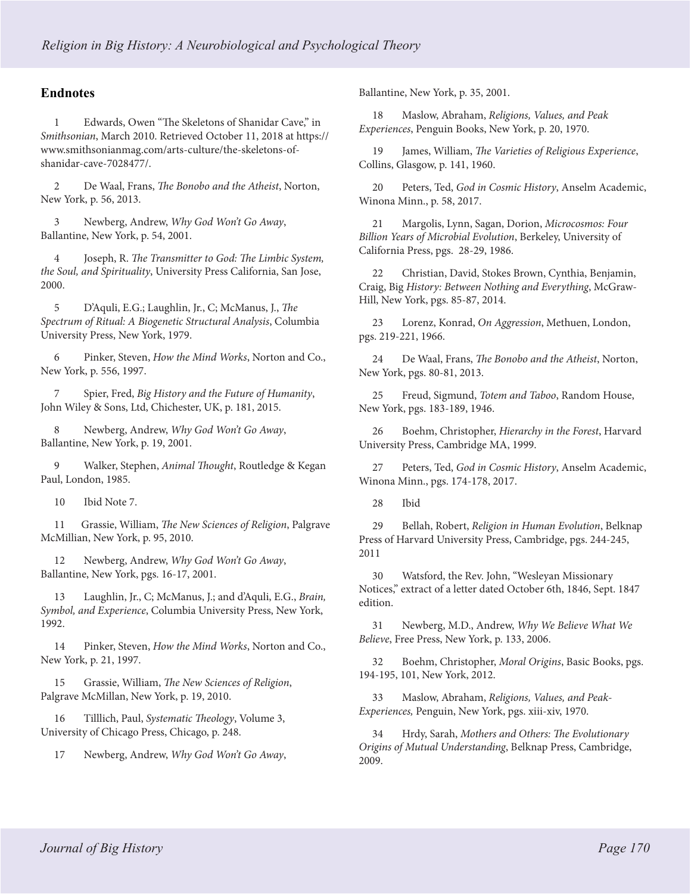## Endnotes

1 Edwards, Owen "The Skeletons of Shanidar Cave," in *Smithsonian*, March 2010. Retrieved October 11, 2018 at https://www.smithsonianmag.com/arts-culture/the-skeletons-of-shanidar-cave-7028477/.

2 De Waal, Frans, *The Bonobo and the Atheist*, Norton, New York, p. 56, 2013.

3 Newberg, Andrew, *Why God Won't Go Away*, Ballantine, New York, p. 54, 2001.

4 Joseph, R. *The Transmitter to God: The Limbic System, the Soul, and Spirituality*, University Press California, San Jose, 2000.

5 D'Aquli, E.G.; Laughlin, Jr., C; McManus, J., *The Spectrum of Ritual: A Biogenetic Structural Analysis*, Columbia University Press, New York, 1979.

6 Pinker, Steven, *How the Mind Works*, Norton and Co., New York, p. 556, 1997.

7 Spier, Fred, *Big History and the Future of Humanity*, John Wiley & Sons, Ltd, Chichester, UK, p. 181, 2015.

8 Newberg, Andrew, *Why God Won't Go Away*, Ballantine, New York, p. 19, 2001.

9 Walker, Stephen, *Animal Thought*, Routledge & Kegan Paul, London, 1985.

10 Ibid Note 7.

11 Grassie, William, *The New Sciences of Religion*, Palgrave McMillian, New York, p. 95, 2010.

12 Newberg, Andrew, *Why God Won't Go Away*, Ballantine, New York, pgs. 16-17, 2001.

13 Laughlin, Jr., C; McManus, J.; and d'Aquli, E.G., *Brain, Symbol, and Experience*, Columbia University Press, New York, 1992.

14 Pinker, Steven, *How the Mind Works*, Norton and Co., New York, p. 21, 1997.

15 Grassie, William, *The New Sciences of Religion*, Palgrave McMillan, New York, p. 19, 2010.

16 Tilllich, Paul, *Systematic Theology*, Volume 3, University of Chicago Press, Chicago, p. 248.

17 Newberg, Andrew, *Why God Won't Go Away*, Ballantine, New York, p. 35, 2001.

18 Maslow, Abraham, *Religions, Values, and Peak Experiences*, Penguin Books, New York, p. 20, 1970.

19 James, William, *The Varieties of Religious Experience*, Collins, Glasgow, p. 141, 1960.

20 Peters, Ted, *God in Cosmic History*, Anselm Academic, Winona Minn., p. 58, 2017.

21 Margolis, Lynn, Sagan, Dorion, *Microcosmos: Four Billion Years of Microbial Evolution*, Berkeley, University of California Press, pgs. 28-29, 1986.

22 Christian, David, Stokes Brown, Cynthia, Benjamin, Craig, Big *History: Between Nothing and Everything*, McGraw-Hill, New York, pgs. 85-87, 2014.

23 Lorenz, Konrad, *On Aggression*, Methuen, London, pgs. 219-221, 1966.

24 De Waal, Frans, *The Bonobo and the Atheist*, Norton, New York, pgs. 80-81, 2013.

25 Freud, Sigmund, *Totem and Taboo*, Random House, New York, pgs. 183-189, 1946.

26 Boehm, Christopher, *Hierarchy in the Forest*, Harvard University Press, Cambridge MA, 1999.

27 Peters, Ted, *God in Cosmic History*, Anselm Academic, Winona Minn., pgs. 174-178, 2017.

28 Ibid

29 Bellah, Robert, *Religion in Human Evolution*, Belknap Press of Harvard University Press, Cambridge, pgs. 244-245, 2011

30 Watsford, the Rev. John, "Wesleyan Missionary Notices," extract of a letter dated October 6th, 1846, Sept. 1847 edition.

31 Newberg, M.D., Andrew, *Why We Believe What We Believe*, Free Press, New York, p. 133, 2006.

32 Boehm, Christopher, *Moral Origins*, Basic Books, pgs. 194-195, 101, New York, 2012.

33 Maslow, Abraham, *Religions, Values, and Peak-Experiences,* Penguin, New York, pgs. xiii-xiv, 1970.

34 Hrdy, Sarah, *Mothers and Others: The Evolutionary Origins of Mutual Understanding*, Belknap Press, Cambridge, 2009.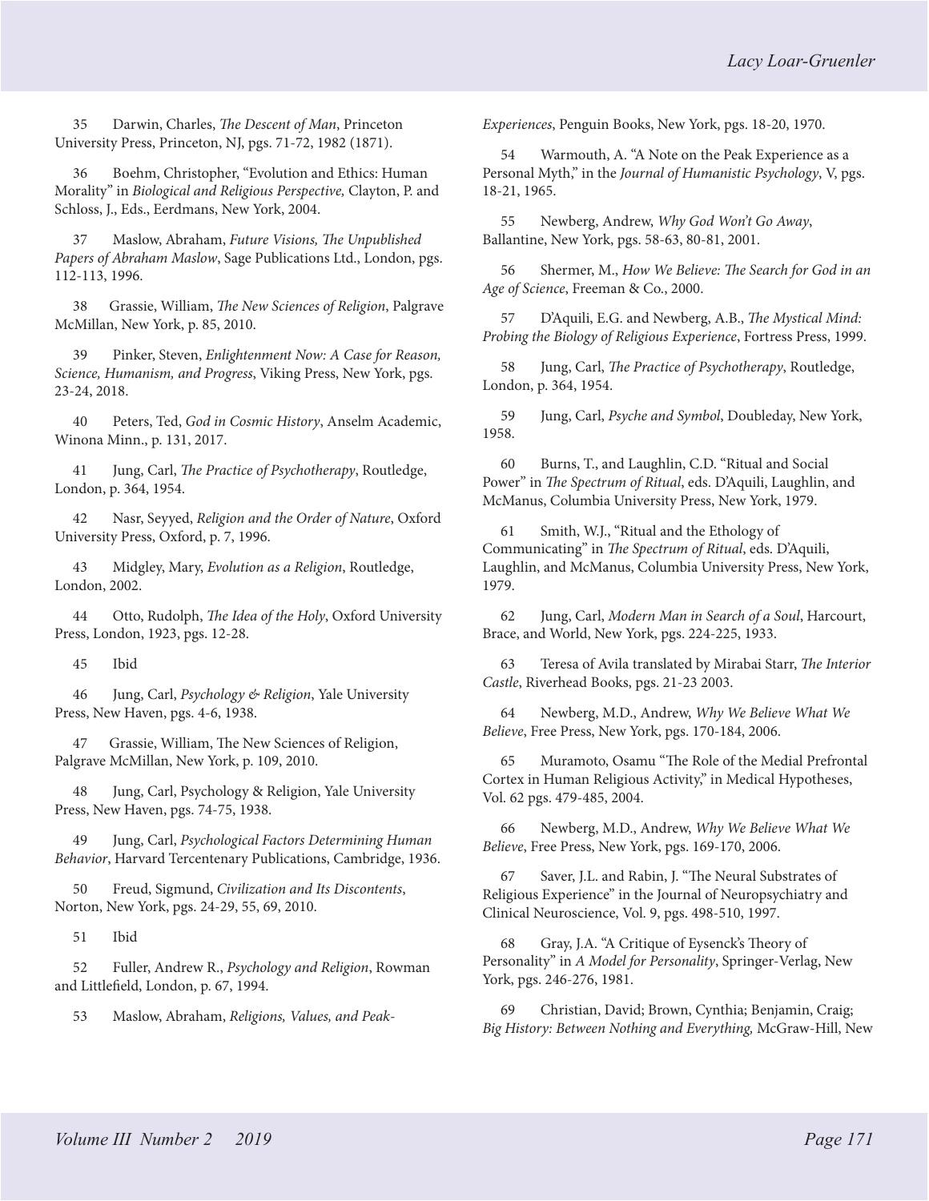35 Darwin, Charles, *The Descent of Man*, Princeton University Press, Princeton, NJ, pgs. 71-72, 1982 (1871).

36 Boehm, Christopher, "Evolution and Ethics: Human Morality" in *Biological and Religious Perspective,* Clayton, P. and Schloss, J., Eds., Eerdmans, New York, 2004.

37 Maslow, Abraham, *Future Visions, The Unpublished Papers of Abraham Maslow*, Sage Publications Ltd., London, pgs. 112-113, 1996.

38 Grassie, William, *The New Sciences of Religion*, Palgrave McMillan, New York, p. 85, 2010.

39 Pinker, Steven, *Enlightenment Now: A Case for Reason, Science, Humanism, and Progress*, Viking Press, New York, pgs. 23-24, 2018.

40 Peters, Ted, *God in Cosmic History*, Anselm Academic, Winona Minn., p. 131, 2017.

41 Jung, Carl, *The Practice of Psychotherapy*, Routledge, London, p. 364, 1954.

42 Nasr, Seyyed, *Religion and the Order of Nature*, Oxford University Press, Oxford, p. 7, 1996.

43 Midgley, Mary, *Evolution as a Religion*, Routledge, London, 2002.

44 Otto, Rudolph, *The Idea of the Holy*, Oxford University Press, London, 1923, pgs. 12-28.

45 Ibid

46 Jung, Carl, *Psychology & Religion*, Yale University Press, New Haven, pgs. 4-6, 1938.

47 Grassie, William, The New Sciences of Religion, Palgrave McMillan, New York, p. 109, 2010.

48 Jung, Carl, Psychology & Religion, Yale University Press, New Haven, pgs. 74-75, 1938.

49 Jung, Carl, *Psychological Factors Determining Human Behavior*, Harvard Tercentenary Publications, Cambridge, 1936.

50 Freud, Sigmund, *Civilization and Its Discontents*, Norton, New York, pgs. 24-29, 55, 69, 2010.

51 Ibid

52 Fuller, Andrew R., *Psychology and Religion*, Rowman and Littlefield, London, p. 67, 1994.

53 Maslow, Abraham, *Religions, Values, and Peak-Experiences*, Penguin Books, New York, pgs. 18-20, 1970.

54 Warmouth, A. "A Note on the Peak Experience as a Personal Myth," in the *Journal of Humanistic Psychology*, V, pgs. 18-21, 1965.

55 Newberg, Andrew, *Why God Won't Go Away*, Ballantine, New York, pgs. 58-63, 80-81, 2001.

56 Shermer, M., *How We Believe: The Search for God in an Age of Science*, Freeman & Co., 2000.

57 D'Aquili, E.G. and Newberg, A.B., *The Mystical Mind: Probing the Biology of Religious Experience*, Fortress Press, 1999.

58 Jung, Carl, *The Practice of Psychotherapy*, Routledge, London, p. 364, 1954.

59 Jung, Carl, *Psyche and Symbol*, Doubleday, New York, 1958.

60 Burns, T., and Laughlin, C.D. "Ritual and Social Power" in *The Spectrum of Ritual*, eds. D'Aquili, Laughlin, and McManus, Columbia University Press, New York, 1979.

61 Smith, W.J., "Ritual and the Ethology of Communicating" in *The Spectrum of Ritual*, eds. D'Aquili, Laughlin, and McManus, Columbia University Press, New York, 1979.

62 Jung, Carl, *Modern Man in Search of a Soul*, Harcourt, Brace, and World, New York, pgs. 224-225, 1933.

63 Teresa of Avila translated by Mirabai Starr, *The Interior Castle*, Riverhead Books, pgs. 21-23 2003.

64 Newberg, M.D., Andrew, *Why We Believe What We Believe*, Free Press, New York, pgs. 170-184, 2006.

65 Muramoto, Osamu "The Role of the Medial Prefrontal Cortex in Human Religious Activity," in Medical Hypotheses, Vol. 62 pgs. 479-485, 2004.

66 Newberg, M.D., Andrew, *Why We Believe What We Believe*, Free Press, New York, pgs. 169-170, 2006.

67 Saver, J.L. and Rabin, J. "The Neural Substrates of Religious Experience" in the Journal of Neuropsychiatry and Clinical Neuroscience, Vol. 9, pgs. 498-510, 1997.

68 Gray, J.A. "A Critique of Eysenck's Theory of Personality" in *A Model for Personality*, Springer-Verlag, New York, pgs. 246-276, 1981.

69 Christian, David; Brown, Cynthia; Benjamin, Craig; *Big History: Between Nothing and Everything,* McGraw-Hill, New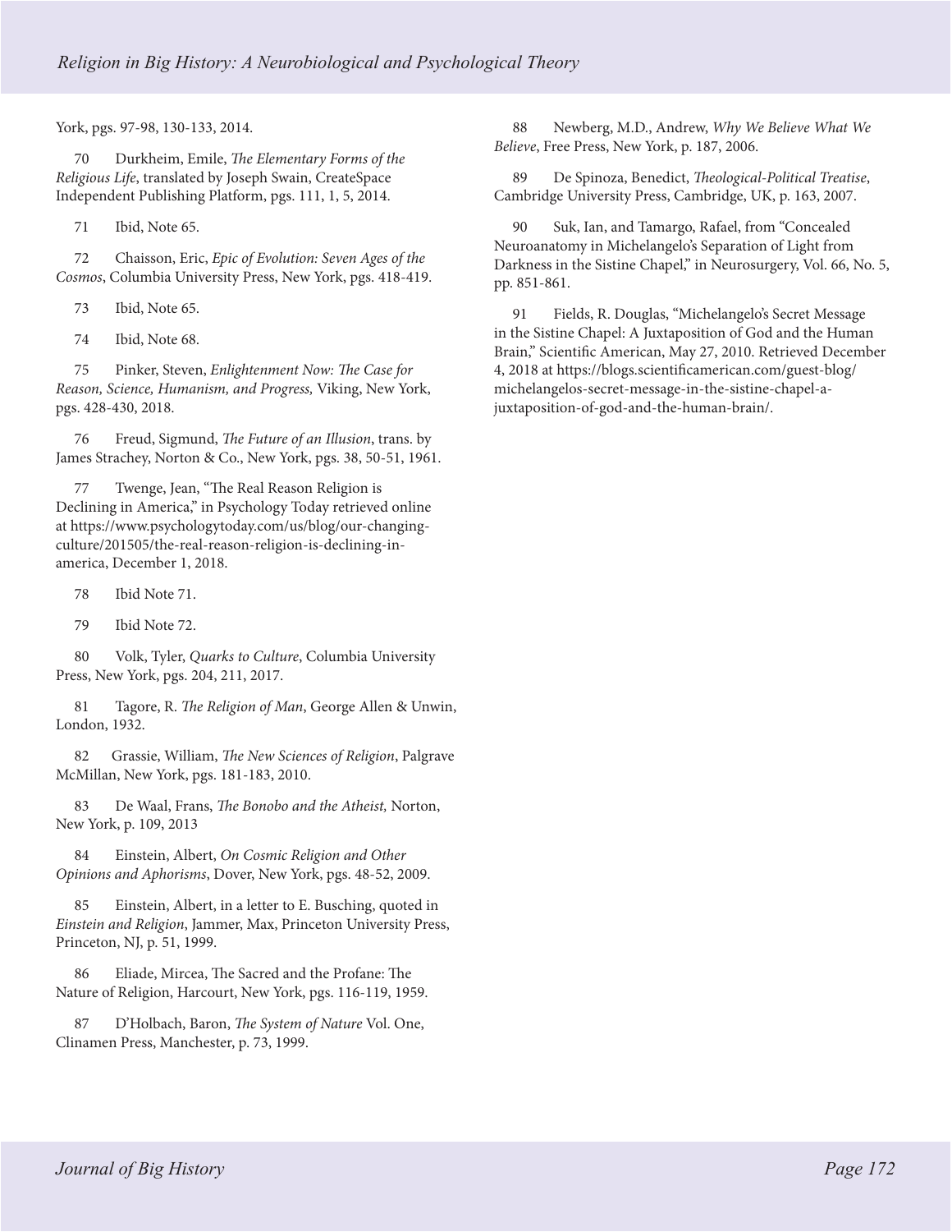York, pgs. 97-98, 130-133, 2014.

70 Durkheim, Emile, *The Elementary Forms of the Religious Life*, translated by Joseph Swain, CreateSpace Independent Publishing Platform, pgs. 111, 1, 5, 2014.

71 Ibid, Note 65.

72 Chaisson, Eric, *Epic of Evolution: Seven Ages of the Cosmos*, Columbia University Press, New York, pgs. 418-419.

73 Ibid, Note 65.

74 Ibid, Note 68.

75 Pinker, Steven, *Enlightenment Now: The Case for Reason, Science, Humanism, and Progress,* Viking, New York, pgs. 428-430, 2018.

76 Freud, Sigmund, *The Future of an Illusion*, trans. by James Strachey, Norton & Co., New York, pgs. 38, 50-51, 1961.

77 Twenge, Jean, "The Real Reason Religion is Declining in America," in Psychology Today retrieved online at https://www.psychologytoday.com/us/blog/our-changing-culture/201505/the-real-reason-religion-is-declining-in-america, December 1, 2018.

78 Ibid Note 71.

79 Ibid Note 72.

80 Volk, Tyler, *Quarks to Culture*, Columbia University Press, New York, pgs. 204, 211, 2017.

81 Tagore, R. *The Religion of Man*, George Allen & Unwin, London, 1932.

82 Grassie, William, *The New Sciences of Religion*, Palgrave McMillan, New York, pgs. 181-183, 2010.

83 De Waal, Frans, *The Bonobo and the Atheist,* Norton, New York, p. 109, 2013

84 Einstein, Albert, *On Cosmic Religion and Other Opinions and Aphorisms*, Dover, New York, pgs. 48-52, 2009.

85 Einstein, Albert, in a letter to E. Busching, quoted in *Einstein and Religion*, Jammer, Max, Princeton University Press, Princeton, NJ, p. 51, 1999.

86 Eliade, Mircea, The Sacred and the Profane: The Nature of Religion, Harcourt, New York, pgs. 116-119, 1959.

87 D'Holbach, Baron, *The System of Nature* Vol. One, Clinamen Press, Manchester, p. 73, 1999.

88 Newberg, M.D., Andrew, *Why We Believe What We Believe*, Free Press, New York, p. 187, 2006.

89 De Spinoza, Benedict, *Theological-Political Treatise*, Cambridge University Press, Cambridge, UK, p. 163, 2007.

90 Suk, Ian, and Tamargo, Rafael, from "Concealed Neuroanatomy in Michelangelo's Separation of Light from Darkness in the Sistine Chapel," in Neurosurgery, Vol. 66, No. 5, pp. 851-861.

91 Fields, R. Douglas, "Michelangelo's Secret Message in the Sistine Chapel: A Juxtaposition of God and the Human Brain," Scientific American, May 27, 2010. Retrieved December 4, 2018 at https://blogs.scientificamerican.com/guest-blog/michelangelos-secret-message-in-the-sistine-chapel-a-juxtaposition-of-god-and-the-human-brain/.